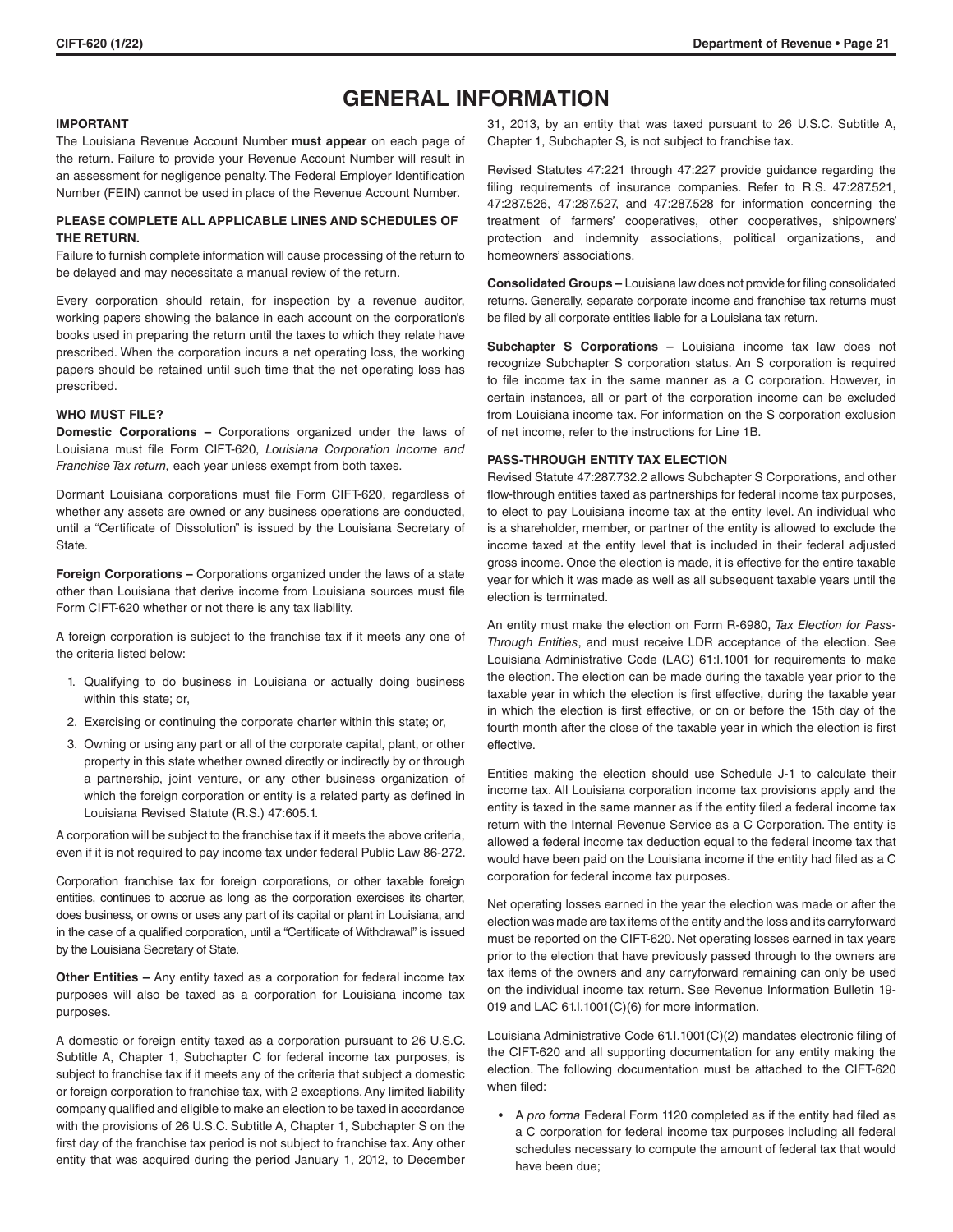# GENERAL INFORMATION

**IMPORTANT**

The Louisiana Revenue Account Number **must appear** on each page of the return. Failure to provide your Revenue Account Number will result in an assessment for negligence penalty. The Federal Employer Identification Number (FEIN) cannot be used in place of the Revenue Account Number.

**PLEASE COMPLETE ALL APPLICABLE LINES AND SCHEDULES OF THE RETURN.**

Failure to furnish complete information will cause processing of the return to be delayed and may necessitate a manual review of the return.

Every corporation should retain, for inspection by a revenue auditor, working papers showing the balance in each account on the corporation's books used in preparing the return until the taxes to which they relate have prescribed. When the corporation incurs a net operating loss, the working papers should be retained until such time that the net operating loss has prescribed.

**WHO MUST FILE?**

**Domestic Corporations –** Corporations organized under the laws of Louisiana must file Form CIFT-620, *Louisiana Corporation Income and Franchise Tax return,* each year unless exempt from both taxes.

Dormant Louisiana corporations must file Form CIFT-620, regardless of whether any assets are owned or any business operations are conducted, until a "Certificate of Dissolution" is issued by the Louisiana Secretary of State.

**Foreign Corporations –** Corporations organized under the laws of a state other than Louisiana that derive income from Louisiana sources must file Form CIFT-620 whether or not there is any tax liability.

A foreign corporation is subject to the franchise tax if it meets any one of the criteria listed below:

1. Qualifying to do business in Louisiana or actually doing business within this state; or,
2. Exercising or continuing the corporate charter within this state; or,
3. Owning or using any part or all of the corporate capital, plant, or other property in this state whether owned directly or indirectly by or through a partnership, joint venture, or any other business organization of which the foreign corporation or entity is a related party as defined in Louisiana Revised Statute (R.S.) 47:605.1.

A corporation will be subject to the franchise tax if it meets the above criteria, even if it is not required to pay income tax under federal Public Law 86-272.

Corporation franchise tax for foreign corporations, or other taxable foreign entities, continues to accrue as long as the corporation exercises its charter, does business, or owns or uses any part of its capital or plant in Louisiana, and in the case of a qualified corporation, until a "Certificate of Withdrawal" is issued by the Louisiana Secretary of State.

**Other Entities –** Any entity taxed as a corporation for federal income tax purposes will also be taxed as a corporation for Louisiana income tax purposes.

A domestic or foreign entity taxed as a corporation pursuant to 26 U.S.C. Subtitle A, Chapter 1, Subchapter C for federal income tax purposes, is subject to franchise tax if it meets any of the criteria that subject a domestic or foreign corporation to franchise tax, with 2 exceptions. Any limited liability company qualified and eligible to make an election to be taxed in accordance with the provisions of 26 U.S.C. Subtitle A, Chapter 1, Subchapter S on the first day of the franchise tax period is not subject to franchise tax. Any other entity that was acquired during the period January 1, 2012, to December 31, 2013, by an entity that was taxed pursuant to 26 U.S.C. Subtitle A, Chapter 1, Subchapter S, is not subject to franchise tax.

Revised Statutes 47:221 through 47:227 provide guidance regarding the filing requirements of insurance companies. Refer to R.S. 47:287.521, 47:287.526, 47:287.527, and 47:287.528 for information concerning the treatment of farmers' cooperatives, other cooperatives, shipowners' protection and indemnity associations, political organizations, and homeowners' associations.

**Consolidated Groups –** Louisiana law does not provide for filing consolidated returns. Generally, separate corporate income and franchise tax returns must be filed by all corporate entities liable for a Louisiana tax return.

**Subchapter S Corporations –** Louisiana income tax law does not recognize Subchapter S corporation status. An S corporation is required to file income tax in the same manner as a C corporation. However, in certain instances, all or part of the corporation income can be excluded from Louisiana income tax. For information on the S corporation exclusion of net income, refer to the instructions for Line 1B.

**PASS-THROUGH ENTITY TAX ELECTION**

Revised Statute 47:287.732.2 allows Subchapter S Corporations, and other flow-through entities taxed as partnerships for federal income tax purposes, to elect to pay Louisiana income tax at the entity level. An individual who is a shareholder, member, or partner of the entity is allowed to exclude the income taxed at the entity level that is included in their federal adjusted gross income. Once the election is made, it is effective for the entire taxable year for which it was made as well as all subsequent taxable years until the election is terminated.

An entity must make the election on Form R-6980, *Tax Election for Pass-Through Entities*, and must receive LDR acceptance of the election. See Louisiana Administrative Code (LAC) 61:I.1001 for requirements to make the election. The election can be made during the taxable year prior to the taxable year in which the election is first effective, during the taxable year in which the election is first effective, or on or before the 15th day of the fourth month after the close of the taxable year in which the election is first effective.

Entities making the election should use Schedule J-1 to calculate their income tax. All Louisiana corporation income tax provisions apply and the entity is taxed in the same manner as if the entity filed a federal income tax return with the Internal Revenue Service as a C Corporation. The entity is allowed a federal income tax deduction equal to the federal income tax that would have been paid on the Louisiana income if the entity had filed as a C corporation for federal income tax purposes.

Net operating losses earned in the year the election was made or after the election was made are tax items of the entity and the loss and its carryforward must be reported on the CIFT-620. Net operating losses earned in tax years prior to the election that have previously passed through to the owners are tax items of the owners and any carryforward remaining can only be used on the individual income tax return. See Revenue Information Bulletin 19-019 and LAC 61.I.1001(C)(6) for more information.

Louisiana Administrative Code 61.I.1001(C)(2) mandates electronic filing of the CIFT-620 and all supporting documentation for any entity making the election. The following documentation must be attached to the CIFT-620 when filed:

- A *pro forma* Federal Form 1120 completed as if the entity had filed as a C corporation for federal income tax purposes including all federal schedules necessary to compute the amount of federal tax that would have been due;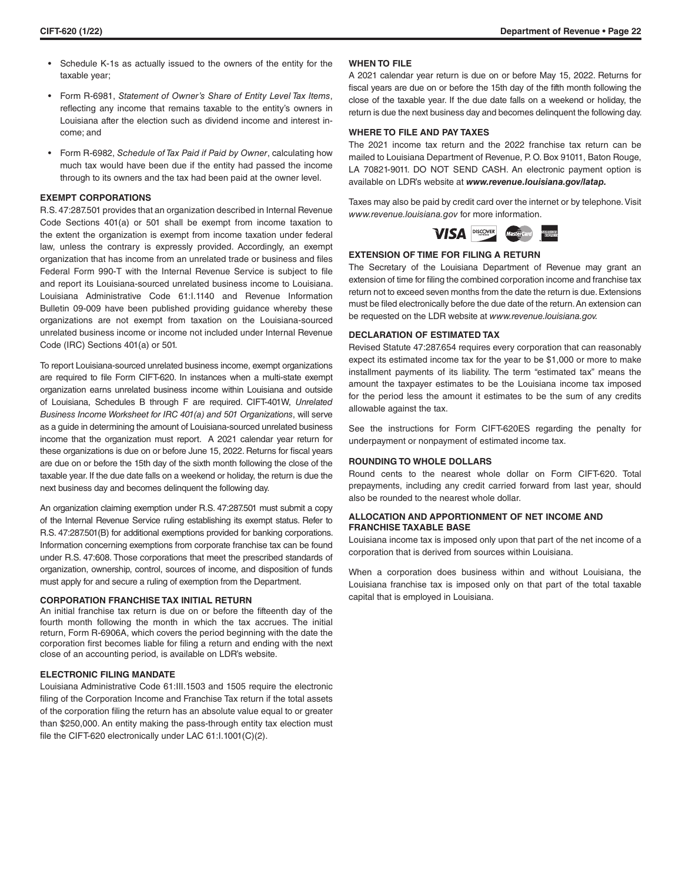- Schedule K-1s as actually issued to the owners of the entity for the taxable year;
- Form R-6981, *Statement of Owner's Share of Entity Level Tax Items*, reflecting any income that remains taxable to the entity's owners in Louisiana after the election such as dividend income and interest income; and
- Form R-6982, *Schedule of Tax Paid if Paid by Owner*, calculating how much tax would have been due if the entity had passed the income through to its owners and the tax had been paid at the owner level.

### EXEMPT CORPORATIONS

R.S. 47:287.501 provides that an organization described in Internal Revenue Code Sections 401(a) or 501 shall be exempt from income taxation to the extent the organization is exempt from income taxation under federal law, unless the contrary is expressly provided. Accordingly, an exempt organization that has income from an unrelated trade or business and files Federal Form 990-T with the Internal Revenue Service is subject to file and report its Louisiana-sourced unrelated business income to Louisiana. Louisiana Administrative Code 61:I.1140 and Revenue Information Bulletin 09-009 have been published providing guidance whereby these organizations are not exempt from taxation on the Louisiana-sourced unrelated business income or income not included under Internal Revenue Code (IRC) Sections 401(a) or 501.

To report Louisiana-sourced unrelated business income, exempt organizations are required to file Form CIFT-620. In instances when a multi-state exempt organization earns unrelated business income within Louisiana and outside of Louisiana, Schedules B through F are required. CIFT-401W, *Unrelated Business Income Worksheet for IRC 401(a) and 501 Organizations*, will serve as a guide in determining the amount of Louisiana-sourced unrelated business income that the organization must report. A 2021 calendar year return for these organizations is due on or before June 15, 2022. Returns for fiscal years are due on or before the 15th day of the sixth month following the close of the taxable year. If the due date falls on a weekend or holiday, the return is due the next business day and becomes delinquent the following day.

An organization claiming exemption under R.S. 47:287.501 must submit a copy of the Internal Revenue Service ruling establishing its exempt status. Refer to R.S. 47:287.501(B) for additional exemptions provided for banking corporations. Information concerning exemptions from corporate franchise tax can be found under R.S. 47:608. Those corporations that meet the prescribed standards of organization, ownership, control, sources of income, and disposition of funds must apply for and secure a ruling of exemption from the Department.

### CORPORATION FRANCHISE TAX INITIAL RETURN

An initial franchise tax return is due on or before the fifteenth day of the fourth month following the month in which the tax accrues. The initial return, Form R-6906A, which covers the period beginning with the date the corporation first becomes liable for filing a return and ending with the next close of an accounting period, is available on LDR's website.

### ELECTRONIC FILING MANDATE

Louisiana Administrative Code 61:III.1503 and 1505 require the electronic filing of the Corporation Income and Franchise Tax return if the total assets of the corporation filing the return has an absolute value equal to or greater than $250,000. An entity making the pass-through entity tax election must file the CIFT-620 electronically under LAC 61:I.1001(C)(2).

### WHEN TO FILE

A 2021 calendar year return is due on or before May 15, 2022. Returns for fiscal years are due on or before the 15th day of the fifth month following the close of the taxable year. If the due date falls on a weekend or holiday, the return is due the next business day and becomes delinquent the following day.

### WHERE TO FILE AND PAY TAXES

The 2021 income tax return and the 2022 franchise tax return can be mailed to Louisiana Department of Revenue, P. O. Box 91011, Baton Rouge, LA 70821-9011. DO NOT SEND CASH. An electronic payment option is available on LDR's website at ***www.revenue.louisiana.gov/latap.***

Taxes may also be paid by credit card over the internet or by telephone. Visit *www.revenue.louisiana.gov* for more information.

### EXTENSION OF TIME FOR FILING A RETURN

The Secretary of the Louisiana Department of Revenue may grant an extension of time for filing the combined corporation income and franchise tax return not to exceed seven months from the date the return is due. Extensions must be filed electronically before the due date of the return. An extension can be requested on the LDR website at *www.revenue.louisiana.gov.*

### DECLARATION OF ESTIMATED TAX

Revised Statute 47:287.654 requires every corporation that can reasonably expect its estimated income tax for the year to be $1,000 or more to make installment payments of its liability. The term "estimated tax" means the amount the taxpayer estimates to be the Louisiana income tax imposed for the period less the amount it estimates to be the sum of any credits allowable against the tax.

See the instructions for Form CIFT-620ES regarding the penalty for underpayment or nonpayment of estimated income tax.

### ROUNDING TO WHOLE DOLLARS

Round cents to the nearest whole dollar on Form CIFT-620. Total prepayments, including any credit carried forward from last year, should also be rounded to the nearest whole dollar.

### ALLOCATION AND APPORTIONMENT OF NET INCOME AND FRANCHISE TAXABLE BASE

Louisiana income tax is imposed only upon that part of the net income of a corporation that is derived from sources within Louisiana.

When a corporation does business within and without Louisiana, the Louisiana franchise tax is imposed only on that part of the total taxable capital that is employed in Louisiana.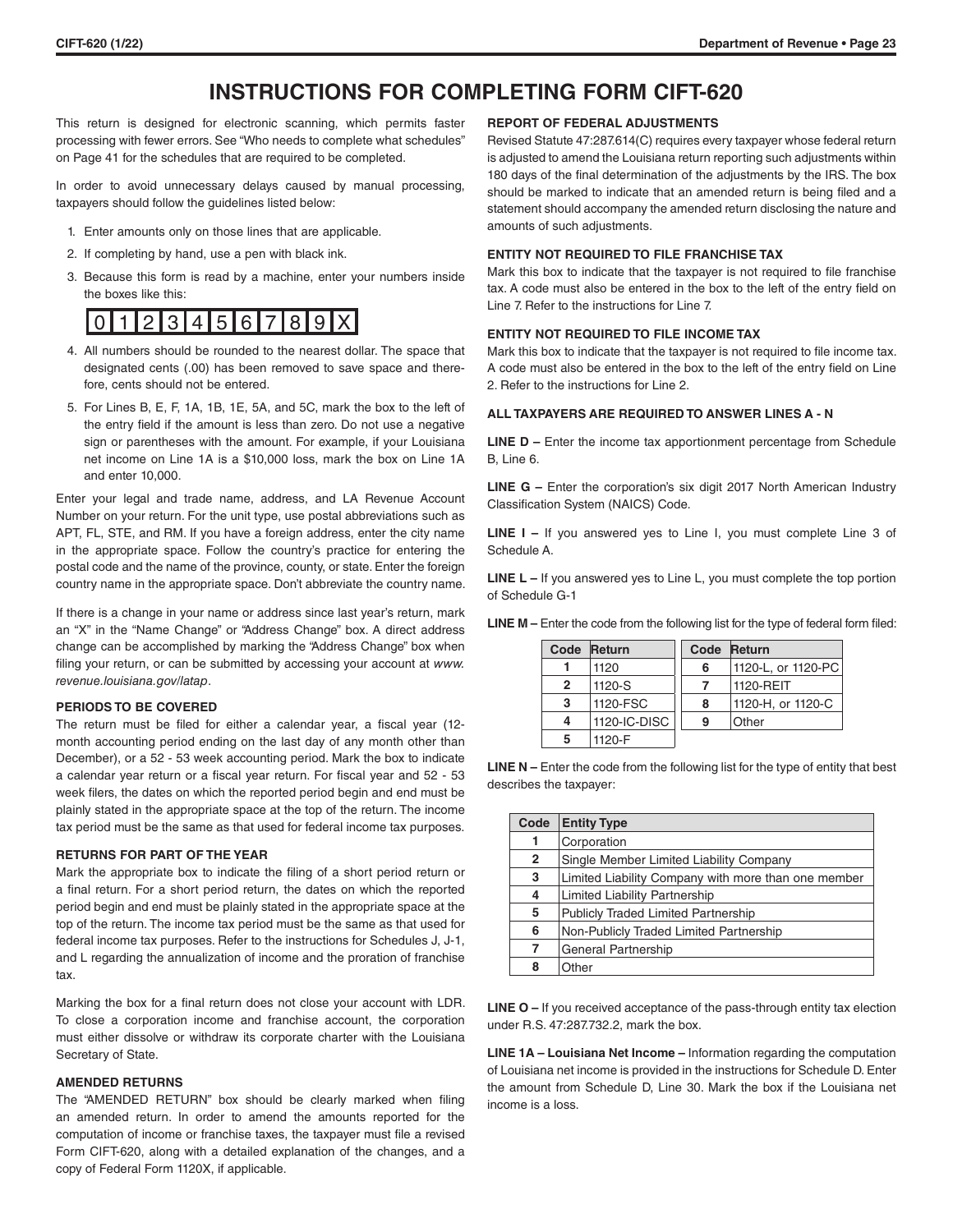# INSTRUCTIONS FOR COMPLETING FORM CIFT-620

This return is designed for electronic scanning, which permits faster processing with fewer errors. See "Who needs to complete what schedules" on Page 41 for the schedules that are required to be completed.

In order to avoid unnecessary delays caused by manual processing, taxpayers should follow the guidelines listed below:

1. Enter amounts only on those lines that are applicable.
2. If completing by hand, use a pen with black ink.
3. Because this form is read by a machine, enter your numbers inside the boxes like this:

   | 0 | 1 | 2 | 3 | 4 | 5 | 6 | 7 | 8 | 9 | X |
   |---|---|---|---|---|---|---|---|---|---|---|

4. All numbers should be rounded to the nearest dollar. The space that designated cents (.00) has been removed to save space and therefore, cents should not be entered.
5. For Lines B, E, F, 1A, 1B, 1E, 5A, and 5C, mark the box to the left of the entry field if the amount is less than zero. Do not use a negative sign or parentheses with the amount. For example, if your Louisiana net income on Line 1A is a $10,000 loss, mark the box on Line 1A and enter 10,000.

Enter your legal and trade name, address, and LA Revenue Account Number on your return. For the unit type, use postal abbreviations such as APT, FL, STE, and RM. If you have a foreign address, enter the city name in the appropriate space. Follow the country's practice for entering the postal code and the name of the province, county, or state. Enter the foreign country name in the appropriate space. Don't abbreviate the country name.

If there is a change in your name or address since last year's return, mark an "X" in the "Name Change" or "Address Change" box. A direct address change can be accomplished by marking the "Address Change" box when filing your return, or can be submitted by accessing your account at *www.revenue.louisiana.gov/latap*.

**PERIODS TO BE COVERED**

The return must be filed for either a calendar year, a fiscal year (12-month accounting period ending on the last day of any month other than December), or a 52 - 53 week accounting period. Mark the box to indicate a calendar year return or a fiscal year return. For fiscal year and 52 - 53 week filers, the dates on which the reported period begin and end must be plainly stated in the appropriate space at the top of the return. The income tax period must be the same as that used for federal income tax purposes.

**RETURNS FOR PART OF THE YEAR**

Mark the appropriate box to indicate the filing of a short period return or a final return. For a short period return, the dates on which the reported period begin and end must be plainly stated in the appropriate space at the top of the return. The income tax period must be the same as that used for federal income tax purposes. Refer to the instructions for Schedules J, J-1, and L regarding the annualization of income and the proration of franchise tax.

Marking the box for a final return does not close your account with LDR. To close a corporation income and franchise account, the corporation must either dissolve or withdraw its corporate charter with the Louisiana Secretary of State.

**AMENDED RETURNS**

The "AMENDED RETURN" box should be clearly marked when filing an amended return. In order to amend the amounts reported for the computation of income or franchise taxes, the taxpayer must file a revised Form CIFT-620, along with a detailed explanation of the changes, and a copy of Federal Form 1120X, if applicable.

**REPORT OF FEDERAL ADJUSTMENTS**

Revised Statute 47:287.614(C) requires every taxpayer whose federal return is adjusted to amend the Louisiana return reporting such adjustments within 180 days of the final determination of the adjustments by the IRS. The box should be marked to indicate that an amended return is being filed and a statement should accompany the amended return disclosing the nature and amounts of such adjustments.

**ENTITY NOT REQUIRED TO FILE FRANCHISE TAX**

Mark this box to indicate that the taxpayer is not required to file franchise tax. A code must also be entered in the box to the left of the entry field on Line 7. Refer to the instructions for Line 7.

**ENTITY NOT REQUIRED TO FILE INCOME TAX**

Mark this box to indicate that the taxpayer is not required to file income tax. A code must also be entered in the box to the left of the entry field on Line 2. Refer to the instructions for Line 2.

**ALL TAXPAYERS ARE REQUIRED TO ANSWER LINES A - N**

**LINE D –** Enter the income tax apportionment percentage from Schedule B, Line 6.

**LINE G –** Enter the corporation's six digit 2017 North American Industry Classification System (NAICS) Code.

**LINE I –** If you answered yes to Line I, you must complete Line 3 of Schedule A.

**LINE L –** If you answered yes to Line L, you must complete the top portion of Schedule G-1

**LINE M –** Enter the code from the following list for the type of federal form filed:

| Code | Return |
|---|---|
| 1 | 1120 |
| 2 | 1120-S |
| 3 | 1120-FSC |
| 4 | 1120-IC-DISC |
| 5 | 1120-F |
| 6 | 1120-L, or 1120-PC |
| 7 | 1120-REIT |
| 8 | 1120-H, or 1120-C |
| 9 | Other |

**LINE N –** Enter the code from the following list for the type of entity that best describes the taxpayer:

| Code | Entity Type |
|---|---|
| 1 | Corporation |
| 2 | Single Member Limited Liability Company |
| 3 | Limited Liability Company with more than one member |
| 4 | Limited Liability Partnership |
| 5 | Publicly Traded Limited Partnership |
| 6 | Non-Publicly Traded Limited Partnership |
| 7 | General Partnership |
| 8 | Other |

**LINE O –** If you received acceptance of the pass-through entity tax election under R.S. 47:287.732.2, mark the box.

**LINE 1A – Louisiana Net Income –** Information regarding the computation of Louisiana net income is provided in the instructions for Schedule D. Enter the amount from Schedule D, Line 30. Mark the box if the Louisiana net income is a loss.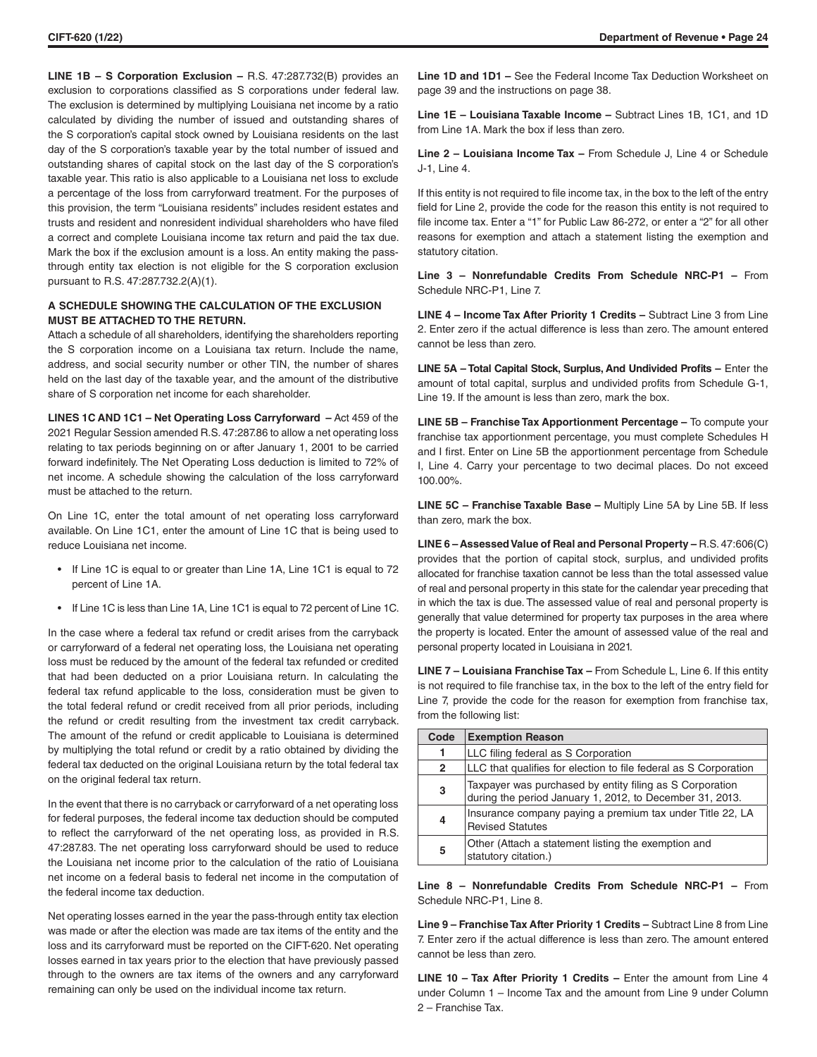**LINE 1B – S Corporation Exclusion –** R.S. 47:287.732(B) provides an exclusion to corporations classified as S corporations under federal law. The exclusion is determined by multiplying Louisiana net income by a ratio calculated by dividing the number of issued and outstanding shares of the S corporation's capital stock owned by Louisiana residents on the last day of the S corporation's taxable year by the total number of issued and outstanding shares of capital stock on the last day of the S corporation's taxable year. This ratio is also applicable to a Louisiana net loss to exclude a percentage of the loss from carryforward treatment. For the purposes of this provision, the term "Louisiana residents" includes resident estates and trusts and resident and nonresident individual shareholders who have filed a correct and complete Louisiana income tax return and paid the tax due. Mark the box if the exclusion amount is a loss. An entity making the pass-through entity tax election is not eligible for the S corporation exclusion pursuant to R.S. 47:287.732.2(A)(1).

**A SCHEDULE SHOWING THE CALCULATION OF THE EXCLUSION MUST BE ATTACHED TO THE RETURN.**

Attach a schedule of all shareholders, identifying the shareholders reporting the S corporation income on a Louisiana tax return. Include the name, address, and social security number or other TIN, the number of shares held on the last day of the taxable year, and the amount of the distributive share of S corporation net income for each shareholder.

**LINES 1C AND 1C1 – Net Operating Loss Carryforward –** Act 459 of the 2021 Regular Session amended R.S. 47:287.86 to allow a net operating loss relating to tax periods beginning on or after January 1, 2001 to be carried forward indefinitely. The Net Operating Loss deduction is limited to 72% of net income. A schedule showing the calculation of the loss carryforward must be attached to the return.

On Line 1C, enter the total amount of net operating loss carryforward available. On Line 1C1, enter the amount of Line 1C that is being used to reduce Louisiana net income.

- If Line 1C is equal to or greater than Line 1A, Line 1C1 is equal to 72 percent of Line 1A.
- If Line 1C is less than Line 1A, Line 1C1 is equal to 72 percent of Line 1C.

In the case where a federal tax refund or credit arises from the carryback or carryforward of a federal net operating loss, the Louisiana net operating loss must be reduced by the amount of the federal tax refunded or credited that had been deducted on a prior Louisiana return. In calculating the federal tax refund applicable to the loss, consideration must be given to the total federal refund or credit received from all prior periods, including the refund or credit resulting from the investment tax credit carryback. The amount of the refund or credit applicable to Louisiana is determined by multiplying the total refund or credit by a ratio obtained by dividing the federal tax deducted on the original Louisiana return by the total federal tax on the original federal tax return.

In the event that there is no carryback or carryforward of a net operating loss for federal purposes, the federal income tax deduction should be computed to reflect the carryforward of the net operating loss, as provided in R.S. 47:287.83. The net operating loss carryforward should be used to reduce the Louisiana net income prior to the calculation of the ratio of Louisiana net income on a federal basis to federal net income in the computation of the federal income tax deduction.

Net operating losses earned in the year the pass-through entity tax election was made or after the election was made are tax items of the entity and the loss and its carryforward must be reported on the CIFT-620. Net operating losses earned in tax years prior to the election that have previously passed through to the owners are tax items of the owners and any carryforward remaining can only be used on the individual income tax return.

**Line 1D and 1D1 –** See the Federal Income Tax Deduction Worksheet on page 39 and the instructions on page 38.

**Line 1E – Louisiana Taxable Income –** Subtract Lines 1B, 1C1, and 1D from Line 1A. Mark the box if less than zero.

**Line 2 – Louisiana Income Tax –** From Schedule J, Line 4 or Schedule J-1, Line 4.

If this entity is not required to file income tax, in the box to the left of the entry field for Line 2, provide the code for the reason this entity is not required to file income tax. Enter a "1" for Public Law 86-272, or enter a "2" for all other reasons for exemption and attach a statement listing the exemption and statutory citation.

**Line 3 – Nonrefundable Credits From Schedule NRC-P1 –** From Schedule NRC-P1, Line 7.

**LINE 4 – Income Tax After Priority 1 Credits –** Subtract Line 3 from Line 2. Enter zero if the actual difference is less than zero. The amount entered cannot be less than zero.

**LINE 5A – Total Capital Stock, Surplus, And Undivided Profits –** Enter the amount of total capital, surplus and undivided profits from Schedule G-1, Line 19. If the amount is less than zero, mark the box.

**LINE 5B – Franchise Tax Apportionment Percentage –** To compute your franchise tax apportionment percentage, you must complete Schedules H and I first. Enter on Line 5B the apportionment percentage from Schedule I, Line 4. Carry your percentage to two decimal places. Do not exceed 100.00%.

**LINE 5C – Franchise Taxable Base –** Multiply Line 5A by Line 5B. If less than zero, mark the box.

**LINE 6 – Assessed Value of Real and Personal Property –** R.S. 47:606(C) provides that the portion of capital stock, surplus, and undivided profits allocated for franchise taxation cannot be less than the total assessed value of real and personal property in this state for the calendar year preceding that in which the tax is due. The assessed value of real and personal property is generally that value determined for property tax purposes in the area where the property is located. Enter the amount of assessed value of the real and personal property located in Louisiana in 2021.

**LINE 7 – Louisiana Franchise Tax –** From Schedule L, Line 6. If this entity is not required to file franchise tax, in the box to the left of the entry field for Line 7, provide the code for the reason for exemption from franchise tax, from the following list:

| Code | Exemption Reason |
|---|---|
| 1 | LLC filing federal as S Corporation |
| 2 | LLC that qualifies for election to file federal as S Corporation |
| 3 | Taxpayer was purchased by entity filing as S Corporation during the period January 1, 2012, to December 31, 2013. |
| 4 | Insurance company paying a premium tax under Title 22, LA Revised Statutes |
| 5 | Other (Attach a statement listing the exemption and statutory citation.) |

**Line 8 – Nonrefundable Credits From Schedule NRC-P1 –** From Schedule NRC-P1, Line 8.

**Line 9 – Franchise Tax After Priority 1 Credits –** Subtract Line 8 from Line 7. Enter zero if the actual difference is less than zero. The amount entered cannot be less than zero.

**LINE 10 – Tax After Priority 1 Credits –** Enter the amount from Line 4 under Column 1 – Income Tax and the amount from Line 9 under Column 2 – Franchise Tax.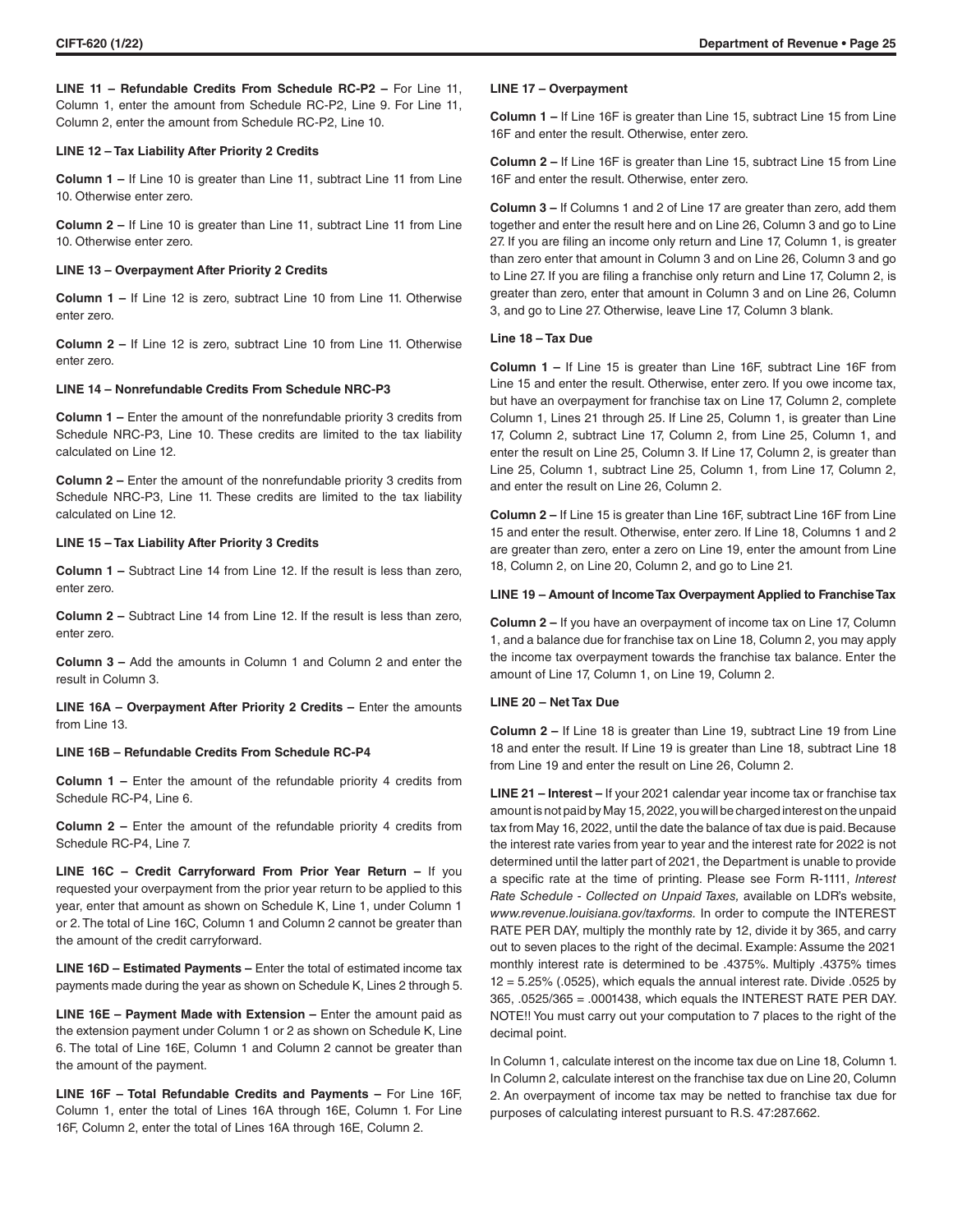**LINE 11 – Refundable Credits From Schedule RC-P2 –** For Line 11, Column 1, enter the amount from Schedule RC-P2, Line 9. For Line 11, Column 2, enter the amount from Schedule RC-P2, Line 10.

**LINE 12 – Tax Liability After Priority 2 Credits**

**Column 1 –** If Line 10 is greater than Line 11, subtract Line 11 from Line 10. Otherwise enter zero.

**Column 2 –** If Line 10 is greater than Line 11, subtract Line 11 from Line 10. Otherwise enter zero.

**LINE 13 – Overpayment After Priority 2 Credits**

**Column 1 –** If Line 12 is zero, subtract Line 10 from Line 11. Otherwise enter zero.

**Column 2 –** If Line 12 is zero, subtract Line 10 from Line 11. Otherwise enter zero.

**LINE 14 – Nonrefundable Credits From Schedule NRC-P3**

**Column 1 –** Enter the amount of the nonrefundable priority 3 credits from Schedule NRC-P3, Line 10. These credits are limited to the tax liability calculated on Line 12.

**Column 2 –** Enter the amount of the nonrefundable priority 3 credits from Schedule NRC-P3, Line 11. These credits are limited to the tax liability calculated on Line 12.

**LINE 15 – Tax Liability After Priority 3 Credits**

**Column 1 –** Subtract Line 14 from Line 12. If the result is less than zero, enter zero.

**Column 2 –** Subtract Line 14 from Line 12. If the result is less than zero, enter zero.

**Column 3 –** Add the amounts in Column 1 and Column 2 and enter the result in Column 3.

**LINE 16A – Overpayment After Priority 2 Credits –** Enter the amounts from Line 13.

**LINE 16B – Refundable Credits From Schedule RC-P4**

**Column 1 –** Enter the amount of the refundable priority 4 credits from Schedule RC-P4, Line 6.

**Column 2 –** Enter the amount of the refundable priority 4 credits from Schedule RC-P4, Line 7.

**LINE 16C – Credit Carryforward From Prior Year Return –** If you requested your overpayment from the prior year return to be applied to this year, enter that amount as shown on Schedule K, Line 1, under Column 1 or 2. The total of Line 16C, Column 1 and Column 2 cannot be greater than the amount of the credit carryforward.

**LINE 16D – Estimated Payments –** Enter the total of estimated income tax payments made during the year as shown on Schedule K, Lines 2 through 5.

**LINE 16E – Payment Made with Extension –** Enter the amount paid as the extension payment under Column 1 or 2 as shown on Schedule K, Line 6. The total of Line 16E, Column 1 and Column 2 cannot be greater than the amount of the payment.

**LINE 16F – Total Refundable Credits and Payments –** For Line 16F, Column 1, enter the total of Lines 16A through 16E, Column 1. For Line 16F, Column 2, enter the total of Lines 16A through 16E, Column 2.

**LINE 17 – Overpayment**

**Column 1 –** If Line 16F is greater than Line 15, subtract Line 15 from Line 16F and enter the result. Otherwise, enter zero.

**Column 2 –** If Line 16F is greater than Line 15, subtract Line 15 from Line 16F and enter the result. Otherwise, enter zero.

**Column 3 –** If Columns 1 and 2 of Line 17 are greater than zero, add them together and enter the result here and on Line 26, Column 3 and go to Line 27. If you are filing an income only return and Line 17, Column 1, is greater than zero enter that amount in Column 3 and on Line 26, Column 3 and go to Line 27. If you are filing a franchise only return and Line 17, Column 2, is greater than zero, enter that amount in Column 3 and on Line 26, Column 3, and go to Line 27. Otherwise, leave Line 17, Column 3 blank.

**Line 18 – Tax Due**

**Column 1 –** If Line 15 is greater than Line 16F, subtract Line 16F from Line 15 and enter the result. Otherwise, enter zero. If you owe income tax, but have an overpayment for franchise tax on Line 17, Column 2, complete Column 1, Lines 21 through 25. If Line 25, Column 1, is greater than Line 17, Column 2, subtract Line 17, Column 2, from Line 25, Column 1, and enter the result on Line 25, Column 3. If Line 17, Column 2, is greater than Line 25, Column 1, subtract Line 25, Column 1, from Line 17, Column 2, and enter the result on Line 26, Column 2.

**Column 2 –** If Line 15 is greater than Line 16F, subtract Line 16F from Line 15 and enter the result. Otherwise, enter zero. If Line 18, Columns 1 and 2 are greater than zero, enter a zero on Line 19, enter the amount from Line 18, Column 2, on Line 20, Column 2, and go to Line 21.

**LINE 19 – Amount of Income Tax Overpayment Applied to Franchise Tax**

**Column 2 –** If you have an overpayment of income tax on Line 17, Column 1, and a balance due for franchise tax on Line 18, Column 2, you may apply the income tax overpayment towards the franchise tax balance. Enter the amount of Line 17, Column 1, on Line 19, Column 2.

**LINE 20 – Net Tax Due**

**Column 2 –** If Line 18 is greater than Line 19, subtract Line 19 from Line 18 and enter the result. If Line 19 is greater than Line 18, subtract Line 18 from Line 19 and enter the result on Line 26, Column 2.

**LINE 21 – Interest –** If your 2021 calendar year income tax or franchise tax amount is not paid by May 15, 2022, you will be charged interest on the unpaid tax from May 16, 2022, until the date the balance of tax due is paid. Because the interest rate varies from year to year and the interest rate for 2022 is not determined until the latter part of 2021, the Department is unable to provide a specific rate at the time of printing. Please see Form R-1111, *Interest Rate Schedule - Collected on Unpaid Taxes,* available on LDR's website, *www.revenue.louisiana.gov/taxforms.* In order to compute the INTEREST RATE PER DAY, multiply the monthly rate by 12, divide it by 365, and carry out to seven places to the right of the decimal. Example: Assume the 2021 monthly interest rate is determined to be .4375%. Multiply .4375% times 12 = 5.25% (.0525), which equals the annual interest rate. Divide .0525 by 365, .0525/365 = .0001438, which equals the INTEREST RATE PER DAY. NOTE!! You must carry out your computation to 7 places to the right of the decimal point.

In Column 1, calculate interest on the income tax due on Line 18, Column 1. In Column 2, calculate interest on the franchise tax due on Line 20, Column 2. An overpayment of income tax may be netted to franchise tax due for purposes of calculating interest pursuant to R.S. 47:287.662.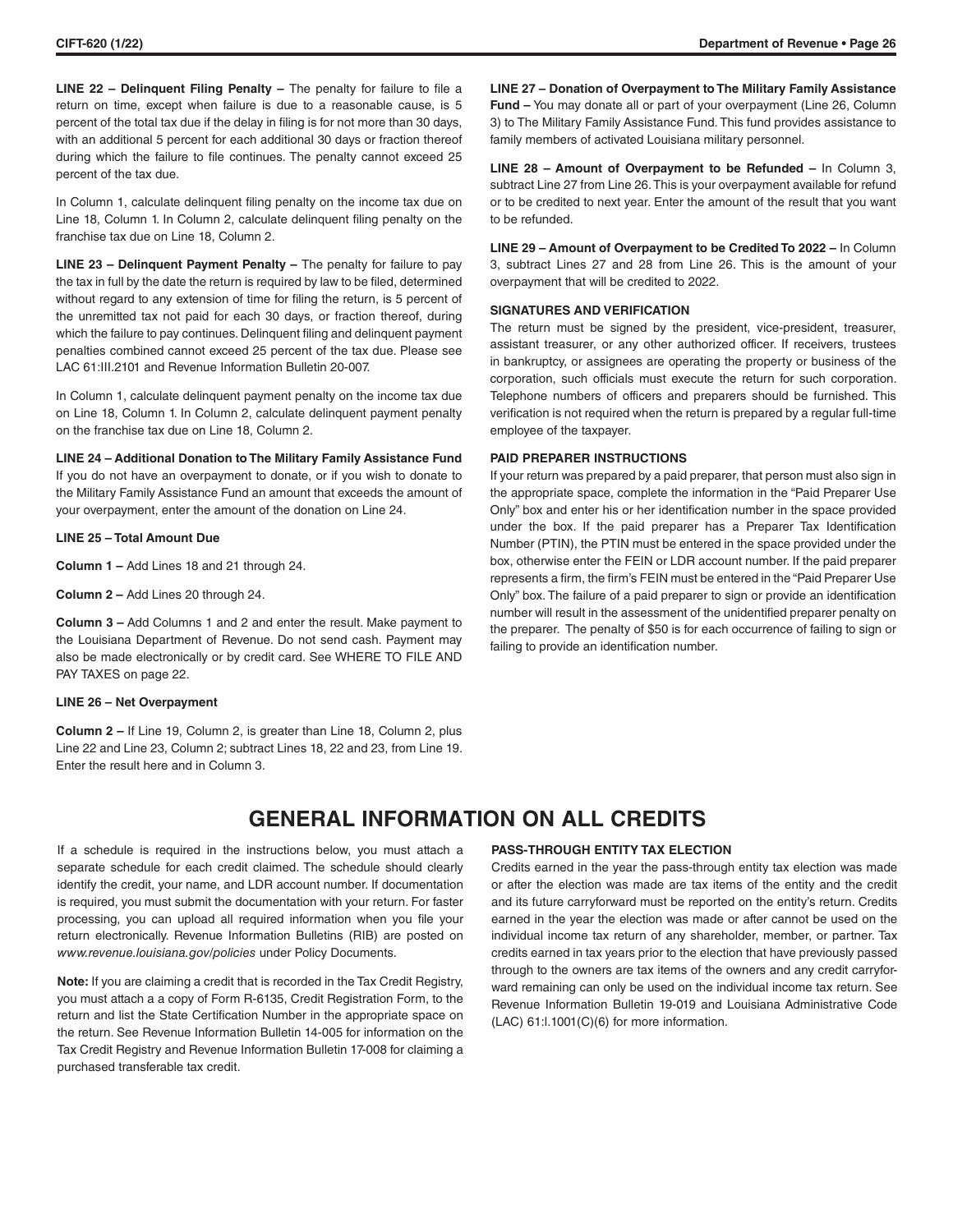**LINE 22 – Delinquent Filing Penalty –** The penalty for failure to file a return on time, except when failure is due to a reasonable cause, is 5 percent of the total tax due if the delay in filing is for not more than 30 days, with an additional 5 percent for each additional 30 days or fraction thereof during which the failure to file continues. The penalty cannot exceed 25 percent of the tax due.

In Column 1, calculate delinquent filing penalty on the income tax due on Line 18, Column 1. In Column 2, calculate delinquent filing penalty on the franchise tax due on Line 18, Column 2.

**LINE 23 – Delinquent Payment Penalty –** The penalty for failure to pay the tax in full by the date the return is required by law to be filed, determined without regard to any extension of time for filing the return, is 5 percent of the unremitted tax not paid for each 30 days, or fraction thereof, during which the failure to pay continues. Delinquent filing and delinquent payment penalties combined cannot exceed 25 percent of the tax due. Please see LAC 61:III.2101 and Revenue Information Bulletin 20-007.

In Column 1, calculate delinquent payment penalty on the income tax due on Line 18, Column 1. In Column 2, calculate delinquent payment penalty on the franchise tax due on Line 18, Column 2.

**LINE 24 – Additional Donation to The Military Family Assistance Fund**
If you do not have an overpayment to donate, or if you wish to donate to the Military Family Assistance Fund an amount that exceeds the amount of your overpayment, enter the amount of the donation on Line 24.

**LINE 25 – Total Amount Due**

**Column 1 –** Add Lines 18 and 21 through 24.

**Column 2 –** Add Lines 20 through 24.

**Column 3 –** Add Columns 1 and 2 and enter the result. Make payment to the Louisiana Department of Revenue. Do not send cash. Payment may also be made electronically or by credit card. See WHERE TO FILE AND PAY TAXES on page 22.

**LINE 26 – Net Overpayment**

**Column 2 –** If Line 19, Column 2, is greater than Line 18, Column 2, plus Line 22 and Line 23, Column 2; subtract Lines 18, 22 and 23, from Line 19. Enter the result here and in Column 3.

**LINE 27 – Donation of Overpayment to The Military Family Assistance Fund –** You may donate all or part of your overpayment (Line 26, Column 3) to The Military Family Assistance Fund. This fund provides assistance to family members of activated Louisiana military personnel.

**LINE 28 – Amount of Overpayment to be Refunded –** In Column 3, subtract Line 27 from Line 26. This is your overpayment available for refund or to be credited to next year. Enter the amount of the result that you want to be refunded.

**LINE 29 – Amount of Overpayment to be Credited To 2022 –** In Column 3, subtract Lines 27 and 28 from Line 26. This is the amount of your overpayment that will be credited to 2022.

**SIGNATURES AND VERIFICATION**

The return must be signed by the president, vice-president, treasurer, assistant treasurer, or any other authorized officer. If receivers, trustees in bankruptcy, or assignees are operating the property or business of the corporation, such officials must execute the return for such corporation. Telephone numbers of officers and preparers should be furnished. This verification is not required when the return is prepared by a regular full-time employee of the taxpayer.

**PAID PREPARER INSTRUCTIONS**

If your return was prepared by a paid preparer, that person must also sign in the appropriate space, complete the information in the "Paid Preparer Use Only" box and enter his or her identification number in the space provided under the box. If the paid preparer has a Preparer Tax Identification Number (PTIN), the PTIN must be entered in the space provided under the box, otherwise enter the FEIN or LDR account number. If the paid preparer represents a firm, the firm's FEIN must be entered in the "Paid Preparer Use Only" box. The failure of a paid preparer to sign or provide an identification number will result in the assessment of the unidentified preparer penalty on the preparer. The penalty of $50 is for each occurrence of failing to sign or failing to provide an identification number.

# GENERAL INFORMATION ON ALL CREDITS

If a schedule is required in the instructions below, you must attach a separate schedule for each credit claimed. The schedule should clearly identify the credit, your name, and LDR account number. If documentation is required, you must submit the documentation with your return. For faster processing, you can upload all required information when you file your return electronically. Revenue Information Bulletins (RIB) are posted on *www.revenue.louisiana.gov/policies* under Policy Documents.

**Note:** If you are claiming a credit that is recorded in the Tax Credit Registry, you must attach a a copy of Form R-6135, Credit Registration Form, to the return and list the State Certification Number in the appropriate space on the return. See Revenue Information Bulletin 14-005 for information on the Tax Credit Registry and Revenue Information Bulletin 17-008 for claiming a purchased transferable tax credit.

**PASS-THROUGH ENTITY TAX ELECTION**

Credits earned in the year the pass-through entity tax election was made or after the election was made are tax items of the entity and the credit and its future carryforward must be reported on the entity's return. Credits earned in the year the election was made or after cannot be used on the individual income tax return of any shareholder, member, or partner. Tax credits earned in tax years prior to the election that have previously passed through to the owners are tax items of the owners and any credit carryforward remaining can only be used on the individual income tax return. See Revenue Information Bulletin 19-019 and Louisiana Administrative Code (LAC) 61:I.1001(C)(6) for more information.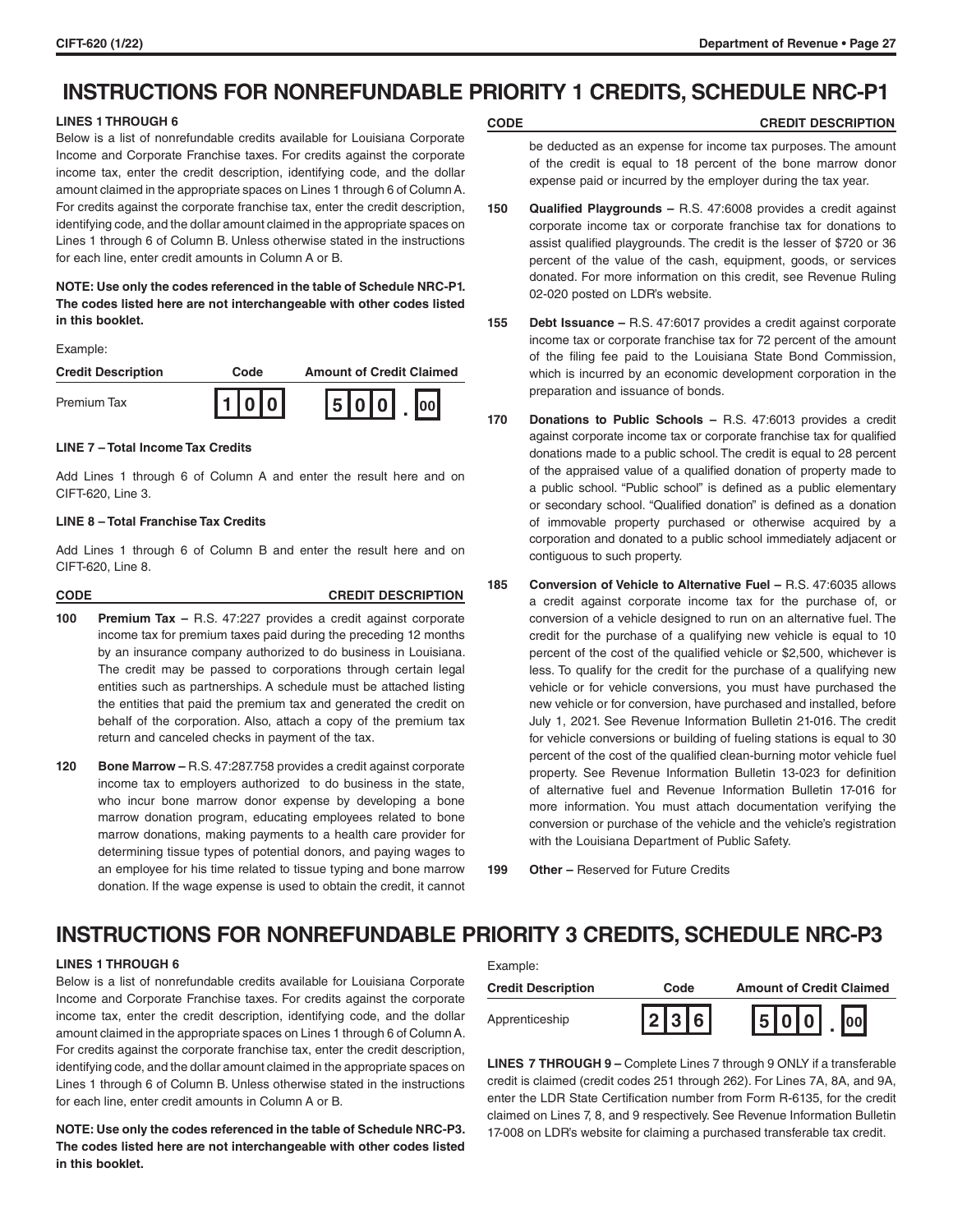# INSTRUCTIONS FOR NONREFUNDABLE PRIORITY 1 CREDITS, SCHEDULE NRC-P1

**LINES 1 THROUGH 6**

Below is a list of nonrefundable credits available for Louisiana Corporate Income and Corporate Franchise taxes. For credits against the corporate income tax, enter the credit description, identifying code, and the dollar amount claimed in the appropriate spaces on Lines 1 through 6 of Column A. For credits against the corporate franchise tax, enter the credit description, identifying code, and the dollar amount claimed in the appropriate spaces on Lines 1 through 6 of Column B. Unless otherwise stated in the instructions for each line, enter credit amounts in Column A or B.

**NOTE: Use only the codes referenced in the table of Schedule NRC-P1. The codes listed here are not interchangeable with other codes listed in this booklet.**

Example:

| Credit Description | Code | Amount of Credit Claimed |
|---|---|---|
| Premium Tax | 100 | 500.00 |

**LINE 7 – Total Income Tax Credits**

Add Lines 1 through 6 of Column A and enter the result here and on CIFT-620, Line 3.

**LINE 8 – Total Franchise Tax Credits**

Add Lines 1 through 6 of Column B and enter the result here and on CIFT-620, Line 8.

| CODE | CREDIT DESCRIPTION |
|---|---|
| 100 | **Premium Tax –** R.S. 47:227 provides a credit against corporate income tax for premium taxes paid during the preceding 12 months by an insurance company authorized to do business in Louisiana. The credit may be passed to corporations through certain legal entities such as partnerships. A schedule must be attached listing the entities that paid the premium tax and generated the credit on behalf of the corporation. Also, attach a copy of the premium tax return and canceled checks in payment of the tax. |
| 120 | **Bone Marrow –** R.S. 47:287.758 provides a credit against corporate income tax to employers authorized to do business in the state, who incur bone marrow donor expense by developing a bone marrow donation program, educating employees related to bone marrow donations, making payments to a health care provider for determining tissue types of potential donors, and paying wages to an employee for his time related to tissue typing and bone marrow donation. If the wage expense is used to obtain the credit, it cannot be deducted as an expense for income tax purposes. The amount of the credit is equal to 18 percent of the bone marrow donor expense paid or incurred by the employer during the tax year. |
| 150 | **Qualified Playgrounds –** R.S. 47:6008 provides a credit against corporate income tax or corporate franchise tax for donations to assist qualified playgrounds. The credit is the lesser of $720 or 36 percent of the value of the cash, equipment, goods, or services donated. For more information on this credit, see Revenue Ruling 02-020 posted on LDR's website. |
| 155 | **Debt Issuance –** R.S. 47:6017 provides a credit against corporate income tax or corporate franchise tax for 72 percent of the amount of the filing fee paid to the Louisiana State Bond Commission, which is incurred by an economic development corporation in the preparation and issuance of bonds. |
| 170 | **Donations to Public Schools –** R.S. 47:6013 provides a credit against corporate income tax or corporate franchise tax for qualified donations made to a public school. The credit is equal to 28 percent of the appraised value of a qualified donation of property made to a public school. "Public school" is defined as a public elementary or secondary school. "Qualified donation" is defined as a donation of immovable property purchased or otherwise acquired by a corporation and donated to a public school immediately adjacent or contiguous to such property. |
| 185 | **Conversion of Vehicle to Alternative Fuel –** R.S. 47:6035 allows a credit against corporate income tax for the purchase of, or conversion of a vehicle designed to run on an alternative fuel. The credit for the purchase of a qualifying new vehicle is equal to 10 percent of the cost of the qualified vehicle or $2,500, whichever is less. To qualify for the credit for the purchase of a qualifying new vehicle or for vehicle conversions, you must have purchased the new vehicle or for conversion, have purchased and installed, before July 1, 2021. See Revenue Information Bulletin 21-016. The credit for vehicle conversions or building of fueling stations is equal to 30 percent of the cost of the qualified clean-burning motor vehicle fuel property. See Revenue Information Bulletin 13-023 for definition of alternative fuel and Revenue Information Bulletin 17-016 for more information. You must attach documentation verifying the conversion or purchase of the vehicle and the vehicle's registration with the Louisiana Department of Public Safety. |
| 199 | **Other –** Reserved for Future Credits |

# INSTRUCTIONS FOR NONREFUNDABLE PRIORITY 3 CREDITS, SCHEDULE NRC-P3

**LINES 1 THROUGH 6**

Below is a list of nonrefundable credits available for Louisiana Corporate Income and Corporate Franchise taxes. For credits against the corporate income tax, enter the credit description, identifying code, and the dollar amount claimed in the appropriate spaces on Lines 1 through 6 of Column A. For credits against the corporate franchise tax, enter the credit description, identifying code, and the dollar amount claimed in the appropriate spaces on Lines 1 through 6 of Column B. Unless otherwise stated in the instructions for each line, enter credit amounts in Column A or B.

**NOTE: Use only the codes referenced in the table of Schedule NRC-P3. The codes listed here are not interchangeable with other codes listed in this booklet.**

Example:

| Credit Description | Code | Amount of Credit Claimed |
|---|---|---|
| Apprenticeship | 236 | 500.00 |

**LINES 7 THROUGH 9 –** Complete Lines 7 through 9 ONLY if a transferable credit is claimed (credit codes 251 through 262). For Lines 7A, 8A, and 9A, enter the LDR State Certification number from Form R-6135, for the credit claimed on Lines 7, 8, and 9 respectively. See Revenue Information Bulletin 17-008 on LDR's website for claiming a purchased transferable tax credit.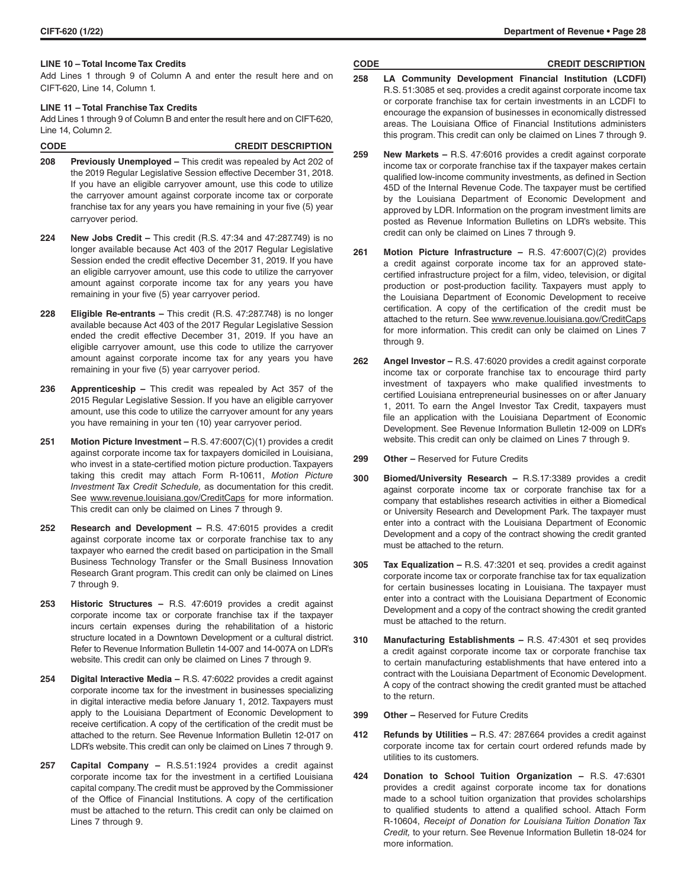### LINE 10 – Total Income Tax Credits

Add Lines 1 through 9 of Column A and enter the result here and on CIFT-620, Line 14, Column 1.

### LINE 11 – Total Franchise Tax Credits

Add Lines 1 through 9 of Column B and enter the result here and on CIFT-620, Line 14, Column 2.

| CODE | CREDIT DESCRIPTION |
|---|---|
| 208 | **Previously Unemployed –** This credit was repealed by Act 202 of the 2019 Regular Legislative Session effective December 31, 2018. If you have an eligible carryover amount, use this code to utilize the carryover amount against corporate income tax or corporate franchise tax for any years you have remaining in your five (5) year carryover period. |
| 224 | **New Jobs Credit –** This credit (R.S. 47:34 and 47:287.749) is no longer available because Act 403 of the 2017 Regular Legislative Session ended the credit effective December 31, 2019. If you have an eligible carryover amount, use this code to utilize the carryover amount against corporate income tax for any years you have remaining in your five (5) year carryover period. |
| 228 | **Eligible Re-entrants –** This credit (R.S. 47:287.748) is no longer available because Act 403 of the 2017 Regular Legislative Session ended the credit effective December 31, 2019. If you have an eligible carryover amount, use this code to utilize the carryover amount against corporate income tax for any years you have remaining in your five (5) year carryover period. |
| 236 | **Apprenticeship –** This credit was repealed by Act 357 of the 2015 Regular Legislative Session. If you have an eligible carryover amount, use this code to utilize the carryover amount for any years you have remaining in your ten (10) year carryover period. |
| 251 | **Motion Picture Investment –** R.S. 47:6007(C)(1) provides a credit against corporate income tax for taxpayers domiciled in Louisiana, who invest in a state-certified motion picture production. Taxpayers taking this credit may attach Form R-10611, *Motion Picture Investment Tax Credit Schedule,* as documentation for this credit. See www.revenue.louisiana.gov/CreditCaps for more information. This credit can only be claimed on Lines 7 through 9. |
| 252 | **Research and Development –** R.S. 47:6015 provides a credit against corporate income tax or corporate franchise tax to any taxpayer who earned the credit based on participation in the Small Business Technology Transfer or the Small Business Innovation Research Grant program. This credit can only be claimed on Lines 7 through 9. |
| 253 | **Historic Structures –** R.S. 47:6019 provides a credit against corporate income tax or corporate franchise tax if the taxpayer incurs certain expenses during the rehabilitation of a historic structure located in a Downtown Development or a cultural district. Refer to Revenue Information Bulletin 14-007 and 14-007A on LDR's website. This credit can only be claimed on Lines 7 through 9. |
| 254 | **Digital Interactive Media –** R.S. 47:6022 provides a credit against corporate income tax for the investment in businesses specializing in digital interactive media before January 1, 2012. Taxpayers must apply to the Louisiana Department of Economic Development to receive certification. A copy of the certification of the credit must be attached to the return. See Revenue Information Bulletin 12-017 on LDR's website. This credit can only be claimed on Lines 7 through 9. |
| 257 | **Capital Company –** R.S.51:1924 provides a credit against corporate income tax for the investment in a certified Louisiana capital company. The credit must be approved by the Commissioner of the Office of Financial Institutions. A copy of the certification must be attached to the return. This credit can only be claimed on Lines 7 through 9. |
| 258 | **LA Community Development Financial Institution (LCDFI)** R.S. 51:3085 et seq. provides a credit against corporate income tax or corporate franchise tax for certain investments in an LCDFI to encourage the expansion of businesses in economically distressed areas. The Louisiana Office of Financial Institutions administers this program. This credit can only be claimed on Lines 7 through 9. |
| 259 | **New Markets –** R.S. 47:6016 provides a credit against corporate income tax or corporate franchise tax if the taxpayer makes certain qualified low-income community investments, as defined in Section 45D of the Internal Revenue Code. The taxpayer must be certified by the Louisiana Department of Economic Development and approved by LDR. Information on the program investment limits are posted as Revenue Information Bulletins on LDR's website. This credit can only be claimed on Lines 7 through 9. |
| 261 | **Motion Picture Infrastructure –** R.S. 47:6007(C)(2) provides a credit against corporate income tax for an approved state-certified infrastructure project for a film, video, television, or digital production or post-production facility. Taxpayers must apply to the Louisiana Department of Economic Development to receive certification. A copy of the certification of the credit must be attached to the return. See www.revenue.louisiana.gov/CreditCaps for more information. This credit can only be claimed on Lines 7 through 9. |
| 262 | **Angel Investor –** R.S. 47:6020 provides a credit against corporate income tax or corporate franchise tax to encourage third party investment of taxpayers who make qualified investments to certified Louisiana entrepreneurial businesses on or after January 1, 2011. To earn the Angel Investor Tax Credit, taxpayers must file an application with the Louisiana Department of Economic Development. See Revenue Information Bulletin 12-009 on LDR's website. This credit can only be claimed on Lines 7 through 9. |
| 299 | **Other –** Reserved for Future Credits |
| 300 | **Biomed/University Research –** R.S.17:3389 provides a credit against corporate income tax or corporate franchise tax for a company that establishes research activities in either a Biomedical or University Research and Development Park. The taxpayer must enter into a contract with the Louisiana Department of Economic Development and a copy of the contract showing the credit granted must be attached to the return. |
| 305 | **Tax Equalization –** R.S. 47:3201 et seq. provides a credit against corporate income tax or corporate franchise tax for tax equalization for certain businesses locating in Louisiana. The taxpayer must enter into a contract with the Louisiana Department of Economic Development and a copy of the contract showing the credit granted must be attached to the return. |
| 310 | **Manufacturing Establishments –** R.S. 47:4301 et seq provides a credit against corporate income tax or corporate franchise tax to certain manufacturing establishments that have entered into a contract with the Louisiana Department of Economic Development. A copy of the contract showing the credit granted must be attached to the return. |
| 399 | **Other –** Reserved for Future Credits |
| 412 | **Refunds by Utilities –** R.S. 47: 287.664 provides a credit against corporate income tax for certain court ordered refunds made by utilities to its customers. |
| 424 | **Donation to School Tuition Organization –** R.S. 47:6301 provides a credit against corporate income tax for donations made to a school tuition organization that provides scholarships to qualified students to attend a qualified school. Attach Form R-10604, *Receipt of Donation for Louisiana Tuition Donation Tax Credit,* to your return. See Revenue Information Bulletin 18-024 for more information. |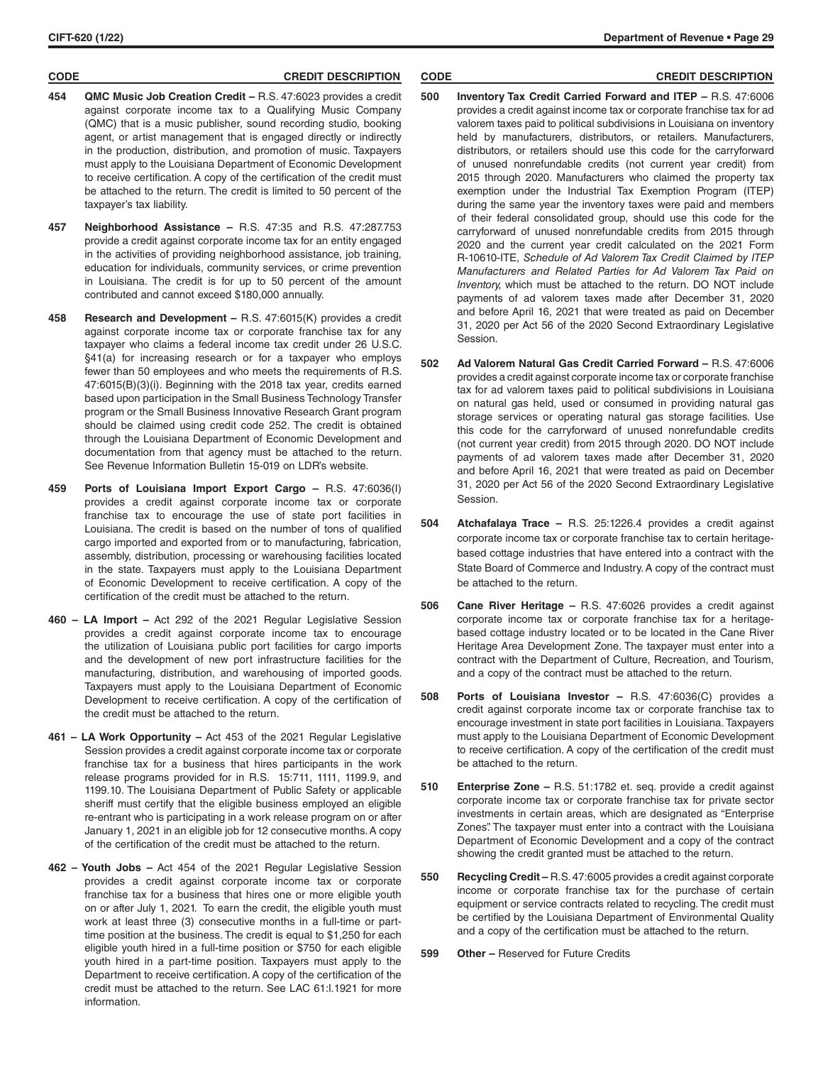| CODE | CREDIT DESCRIPTION |
|---|---|
| **454** | **QMC Music Job Creation Credit –** R.S. 47:6023 provides a credit against corporate income tax to a Qualifying Music Company (QMC) that is a music publisher, sound recording studio, booking agent, or artist management that is engaged directly or indirectly in the production, distribution, and promotion of music. Taxpayers must apply to the Louisiana Department of Economic Development to receive certification. A copy of the certification of the credit must be attached to the return. The credit is limited to 50 percent of the taxpayer's tax liability. |
| **457** | **Neighborhood Assistance –** R.S. 47:35 and R.S. 47:287.753 provide a credit against corporate income tax for an entity engaged in the activities of providing neighborhood assistance, job training, education for individuals, community services, or crime prevention in Louisiana. The credit is for up to 50 percent of the amount contributed and cannot exceed $180,000 annually. |
| **458** | **Research and Development –** R.S. 47:6015(K) provides a credit against corporate income tax or corporate franchise tax for any taxpayer who claims a federal income tax credit under 26 U.S.C. §41(a) for increasing research or for a taxpayer who employs fewer than 50 employees and who meets the requirements of R.S. 47:6015(B)(3)(i). Beginning with the 2018 tax year, credits earned based upon participation in the Small Business Technology Transfer program or the Small Business Innovative Research Grant program should be claimed using credit code 252. The credit is obtained through the Louisiana Department of Economic Development and documentation from that agency must be attached to the return. See Revenue Information Bulletin 15-019 on LDR's website. |
| **459** | **Ports of Louisiana Import Export Cargo –** R.S. 47:6036(I) provides a credit against corporate income tax or corporate franchise tax to encourage the use of state port facilities in Louisiana. The credit is based on the number of tons of qualified cargo imported and exported from or to manufacturing, fabrication, assembly, distribution, processing or warehousing facilities located in the state. Taxpayers must apply to the Louisiana Department of Economic Development to receive certification. A copy of the certification of the credit must be attached to the return. |
| **460** | **LA Import –** Act 292 of the 2021 Regular Legislative Session provides a credit against corporate income tax to encourage the utilization of Louisiana public port facilities for cargo imports and the development of new port infrastructure facilities for the manufacturing, distribution, and warehousing of imported goods. Taxpayers must apply to the Louisiana Department of Economic Development to receive certification. A copy of the certification of the credit must be attached to the return. |
| **461** | **LA Work Opportunity –** Act 453 of the 2021 Regular Legislative Session provides a credit against corporate income tax or corporate franchise tax for a business that hires participants in the work release programs provided for in R.S. 15:711, 1111, 1199.9, and 1199.10. The Louisiana Department of Public Safety or applicable sheriff must certify that the eligible business employed an eligible re-entrant who is participating in a work release program on or after January 1, 2021 in an eligible job for 12 consecutive months. A copy of the certification of the credit must be attached to the return. |
| **462** | **Youth Jobs –** Act 454 of the 2021 Regular Legislative Session provides a credit against corporate income tax or corporate franchise tax for a business that hires one or more eligible youth on or after July 1, 2021. To earn the credit, the eligible youth must work at least three (3) consecutive months in a full-time or part-time position at the business. The credit is equal to $1,250 for each eligible youth hired in a full-time position or $750 for each eligible youth hired in a part-time position. Taxpayers must apply to the Department to receive certification. A copy of the certification of the credit must be attached to the return. See LAC 61:I.1921 for more information. |
| **500** | **Inventory Tax Credit Carried Forward and ITEP –** R.S. 47:6006 provides a credit against income tax or corporate franchise tax for ad valorem taxes paid to political subdivisions in Louisiana on inventory held by manufacturers, distributors, or retailers. Manufacturers, distributors, or retailers should use this code for the carryforward of unused nonrefundable credits (not current year credit) from 2015 through 2020. Manufacturers who claimed the property tax exemption under the Industrial Tax Exemption Program (ITEP) during the same year the inventory taxes were paid and members of their federal consolidated group, should use this code for the carryforward of unused nonrefundable credits from 2015 through 2020 and the current year credit calculated on the 2021 Form R-10610-ITE, *Schedule of Ad Valorem Tax Credit Claimed by ITEP Manufacturers and Related Parties for Ad Valorem Tax Paid on Inventory,* which must be attached to the return. DO NOT include payments of ad valorem taxes made after December 31, 2020 and before April 16, 2021 that were treated as paid on December 31, 2020 per Act 56 of the 2020 Second Extraordinary Legislative Session. |
| **502** | **Ad Valorem Natural Gas Credit Carried Forward –** R.S. 47:6006 provides a credit against corporate income tax or corporate franchise tax for ad valorem taxes paid to political subdivisions in Louisiana on natural gas held, used or consumed in providing natural gas storage services or operating natural gas storage facilities. Use this code for the carryforward of unused nonrefundable credits (not current year credit) from 2015 through 2020. DO NOT include payments of ad valorem taxes made after December 31, 2020 and before April 16, 2021 that were treated as paid on December 31, 2020 per Act 56 of the 2020 Second Extraordinary Legislative Session. |
| **504** | **Atchafalaya Trace –** R.S. 25:1226.4 provides a credit against corporate income tax or corporate franchise tax to certain heritage-based cottage industries that have entered into a contract with the State Board of Commerce and Industry. A copy of the contract must be attached to the return. |
| **506** | **Cane River Heritage –** R.S. 47:6026 provides a credit against corporate income tax or corporate franchise tax for a heritage-based cottage industry located or to be located in the Cane River Heritage Area Development Zone. The taxpayer must enter into a contract with the Department of Culture, Recreation, and Tourism, and a copy of the contract must be attached to the return. |
| **508** | **Ports of Louisiana Investor –** R.S. 47:6036(C) provides a credit against corporate income tax or corporate franchise tax to encourage investment in state port facilities in Louisiana. Taxpayers must apply to the Louisiana Department of Economic Development to receive certification. A copy of the certification of the credit must be attached to the return. |
| **510** | **Enterprise Zone –** R.S. 51:1782 et. seq. provide a credit against corporate income tax or corporate franchise tax for private sector investments in certain areas, which are designated as "Enterprise Zones". The taxpayer must enter into a contract with the Louisiana Department of Economic Development and a copy of the contract showing the credit granted must be attached to the return. |
| **550** | **Recycling Credit –** R.S. 47:6005 provides a credit against corporate income or corporate franchise tax for the purchase of certain equipment or service contracts related to recycling. The credit must be certified by the Louisiana Department of Environmental Quality and a copy of the certification must be attached to the return. |
| **599** | **Other –** Reserved for Future Credits |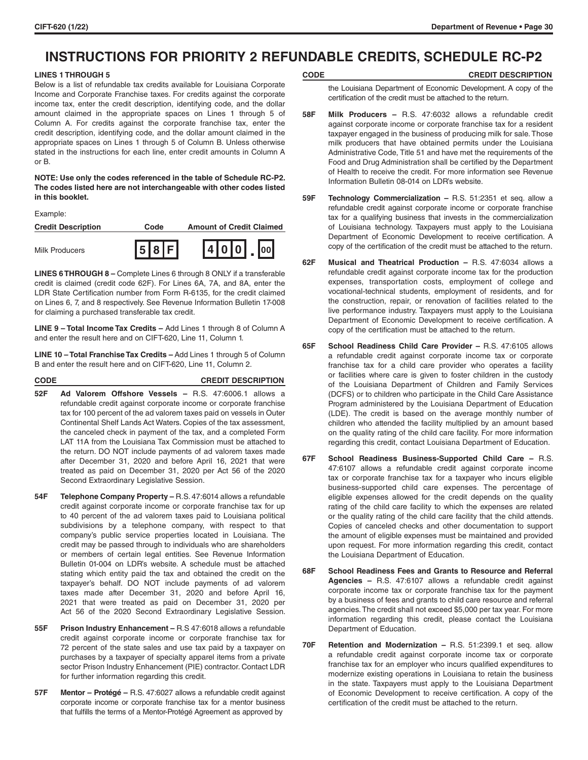# INSTRUCTIONS FOR PRIORITY 2 REFUNDABLE CREDITS, SCHEDULE RC-P2

**LINES 1 THROUGH 5**

Below is a list of refundable tax credits available for Louisiana Corporate Income and Corporate Franchise taxes. For credits against the corporate income tax, enter the credit description, identifying code, and the dollar amount claimed in the appropriate spaces on Lines 1 through 5 of Column A. For credits against the corporate franchise tax, enter the credit description, identifying code, and the dollar amount claimed in the appropriate spaces on Lines 1 through 5 of Column B. Unless otherwise stated in the instructions for each line, enter credit amounts in Column A or B.

**NOTE: Use only the codes referenced in the table of Schedule RC-P2. The codes listed here are not interchangeable with other codes listed in this booklet.**

Example:

| Credit Description | Code | Amount of Credit Claimed |
|---|---|---|
| Milk Producers | 58F | 400.00 |

**LINES 6 THROUGH 8 –** Complete Lines 6 through 8 ONLY if a transferable credit is claimed (credit code 62F). For Lines 6A, 7A, and 8A, enter the LDR State Certification number from Form R-6135, for the credit claimed on Lines 6, 7, and 8 respectively. See Revenue Information Bulletin 17-008 for claiming a purchased transferable tax credit.

**LINE 9 – Total Income Tax Credits –** Add Lines 1 through 8 of Column A and enter the result here and on CIFT-620, Line 11, Column 1.

**LINE 10 – Total Franchise Tax Credits –** Add Lines 1 through 5 of Column B and enter the result here and on CIFT-620, Line 11, Column 2.

| CODE | CREDIT DESCRIPTION |
|---|---|
| 52F | **Ad Valorem Offshore Vessels –** R.S. 47:6006.1 allows a refundable credit against corporate income or corporate franchise tax for 100 percent of the ad valorem taxes paid on vessels in Outer Continental Shelf Lands Act Waters. Copies of the tax assessment, the canceled check in payment of the tax, and a completed Form LAT 11A from the Louisiana Tax Commission must be attached to the return. DO NOT include payments of ad valorem taxes made after December 31, 2020 and before April 16, 2021 that were treated as paid on December 31, 2020 per Act 56 of the 2020 Second Extraordinary Legislative Session. |
| 54F | **Telephone Company Property –** R.S. 47:6014 allows a refundable credit against corporate income or corporate franchise tax for up to 40 percent of the ad valorem taxes paid to Louisiana political subdivisions by a telephone company, with respect to that company's public service properties located in Louisiana. The credit may be passed through to individuals who are shareholders or members of certain legal entities. See Revenue Information Bulletin 01-004 on LDR's website. A schedule must be attached stating which entity paid the tax and obtained the credit on the taxpayer's behalf. DO NOT include payments of ad valorem taxes made after December 31, 2020 and before April 16, 2021 that were treated as paid on December 31, 2020 per Act 56 of the 2020 Second Extraordinary Legislative Session. |
| 55F | **Prison Industry Enhancement –** R.S 47:6018 allows a refundable credit against corporate income or corporate franchise tax for 72 percent of the state sales and use tax paid by a taxpayer on purchases by a taxpayer of specialty apparel items from a private sector Prison Industry Enhancement (PIE) contractor. Contact LDR for further information regarding this credit. |
| 57F | **Mentor – Protégé –** R.S. 47:6027 allows a refundable credit against corporate income or corporate franchise tax for a mentor business that fulfills the terms of a Mentor-Protégé Agreement as approved by the Louisiana Department of Economic Development. A copy of the certification of the credit must be attached to the return. |
| 58F | **Milk Producers –** R.S. 47:6032 allows a refundable credit against corporate income or corporate franchise tax for a resident taxpayer engaged in the business of producing milk for sale. Those milk producers that have obtained permits under the Louisiana Administrative Code, Title 51 and have met the requirements of the Food and Drug Administration shall be certified by the Department of Health to receive the credit. For more information see Revenue Information Bulletin 08-014 on LDR's website. |
| 59F | **Technology Commercialization –** R.S. 51:2351 et seq. allow a refundable credit against corporate income or corporate franchise tax for a qualifying business that invests in the commercialization of Louisiana technology. Taxpayers must apply to the Louisiana Department of Economic Development to receive certification. A copy of the certification of the credit must be attached to the return. |
| 62F | **Musical and Theatrical Production –** R.S. 47:6034 allows a refundable credit against corporate income tax for the production expenses, transportation costs, employment of college and vocational-technical students, employment of residents, and for the construction, repair, or renovation of facilities related to the live performance industry. Taxpayers must apply to the Louisiana Department of Economic Development to receive certification. A copy of the certification of the credit must be attached to the return. |
| 65F | **School Readiness Child Care Provider –** R.S. 47:6105 allows a refundable credit against corporate income tax or corporate franchise tax for a child care provider who operates a facility or facilities where care is given to foster children in the custody of the Louisiana Department of Children and Family Services (DCFS) or to children who participate in the Child Care Assistance Program administered by the Louisiana Department of Education (LDE). The credit is based on the average monthly number of children who attended the facility multiplied by an amount based on the quality rating of the child care facility. For more information regarding this credit, contact Louisiana Department of Education. |
| 67F | **School Readiness Business-Supported Child Care –** R.S. 47:6107 allows a refundable credit against corporate income tax or corporate franchise tax for a taxpayer who incurs eligible business-supported child care expenses. The percentage of eligible expenses allowed for the credit depends on the quality rating of the child care facility to which the expenses are related or the quality rating of the child care facility that the child attends. Copies of canceled checks and other documentation to support the amount of eligible expenses must be maintained and provided upon request. For more information regarding this credit, contact the Louisiana Department of Education. |
| 68F | **School Readiness Fees and Grants to Resource and Referral Agencies –** R.S. 47:6107 allows a refundable credit against corporate income tax or corporate franchise tax for the payment by a business of fees and grants to child care resource and referral agencies. The credit shall not exceed $5,000 per tax year. For more information regarding this credit, please contact the Louisiana Department of Education. |
| 70F | **Retention and Modernization –** R.S. 51:2399.1 et seq. allow a refundable credit against corporate income tax or corporate franchise tax for an employer who incurs qualified expenditures to modernize existing operations in Louisiana to retain the business in the state. Taxpayers must apply to the Louisiana Department of Economic Development to receive certification. A copy of the certification of the credit must be attached to the return. |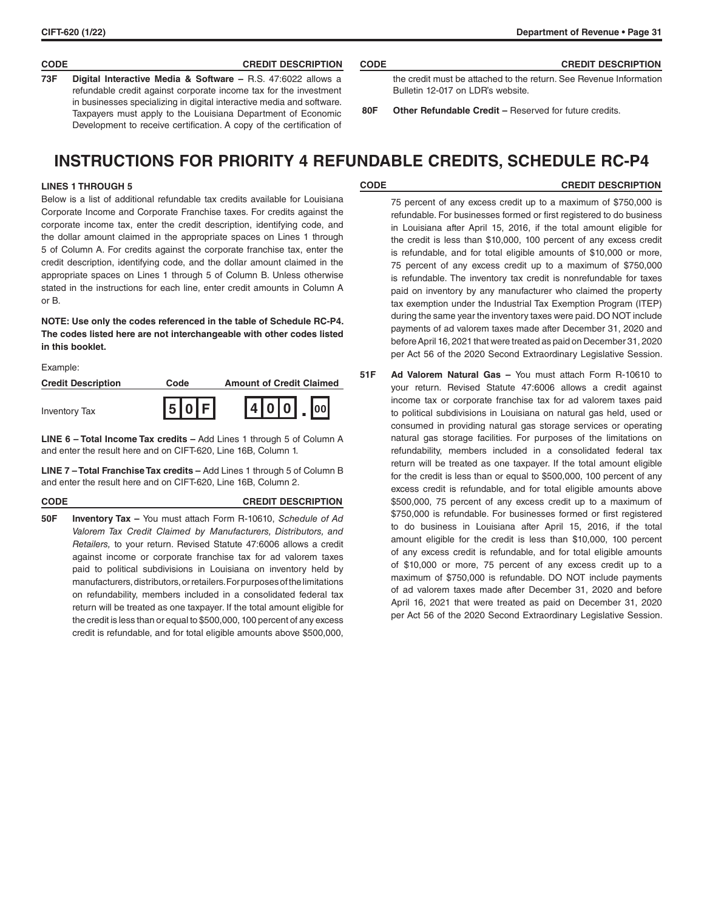| CODE | CREDIT DESCRIPTION |
|---|---|
| 73F | **Digital Interactive Media & Software –** R.S. 47:6022 allows a refundable credit against corporate income tax for the investment in businesses specializing in digital interactive media and software. Taxpayers must apply to the Louisiana Department of Economic Development to receive certification. A copy of the certification of the credit must be attached to the return. See Revenue Information Bulletin 12-017 on LDR's website. |
| 80F | **Other Refundable Credit –** Reserved for future credits. |

# INSTRUCTIONS FOR PRIORITY 4 REFUNDABLE CREDITS, SCHEDULE RC-P4

**LINES 1 THROUGH 5**

Below is a list of additional refundable tax credits available for Louisiana Corporate Income and Corporate Franchise taxes. For credits against the corporate income tax, enter the credit description, identifying code, and the dollar amount claimed in the appropriate spaces on Lines 1 through 5 of Column A. For credits against the corporate franchise tax, enter the credit description, identifying code, and the dollar amount claimed in the appropriate spaces on Lines 1 through 5 of Column B. Unless otherwise stated in the instructions for each line, enter credit amounts in Column A or B.

**NOTE: Use only the codes referenced in the table of Schedule RC-P4. The codes listed here are not interchangeable with other codes listed in this booklet.**

Example:

| Credit Description | Code | Amount of Credit Claimed |
|---|---|---|
| Inventory Tax | 50F | 400.00 |

**LINE 6 – Total Income Tax credits –** Add Lines 1 through 5 of Column A and enter the result here and on CIFT-620, Line 16B, Column 1.

**LINE 7 – Total Franchise Tax credits –** Add Lines 1 through 5 of Column B and enter the result here and on CIFT-620, Line 16B, Column 2.

| CODE | CREDIT DESCRIPTION |
|---|---|
| 50F | **Inventory Tax –** You must attach Form R-10610, *Schedule of Ad Valorem Tax Credit Claimed by Manufacturers, Distributors, and Retailers,* to your return. Revised Statute 47:6006 allows a credit against income or corporate franchise tax for ad valorem taxes paid to political subdivisions in Louisiana on inventory held by manufacturers, distributors, or retailers. For purposes of the limitations on refundability, members included in a consolidated federal tax return will be treated as one taxpayer. If the total amount eligible for the credit is less than or equal to $500,000, 100 percent of any excess credit is refundable, and for total eligible amounts above $500,000, 75 percent of any excess credit up to a maximum of $750,000 is refundable. For businesses formed or first registered to do business in Louisiana after April 15, 2016, if the total amount eligible for the credit is less than $10,000, 100 percent of any excess credit is refundable, and for total eligible amounts of $10,000 or more, 75 percent of any excess credit up to a maximum of $750,000 is refundable. The inventory tax credit is nonrefundable for taxes paid on inventory by any manufacturer who claimed the property tax exemption under the Industrial Tax Exemption Program (ITEP) during the same year the inventory taxes were paid. DO NOT include payments of ad valorem taxes made after December 31, 2020 and before April 16, 2021 that were treated as paid on December 31, 2020 per Act 56 of the 2020 Second Extraordinary Legislative Session. |
| 51F | **Ad Valorem Natural Gas –** You must attach Form R-10610 to your return. Revised Statute 47:6006 allows a credit against income tax or corporate franchise tax for ad valorem taxes paid to political subdivisions in Louisiana on natural gas held, used or consumed in providing natural gas storage services or operating natural gas storage facilities. For purposes of the limitations on refundability, members included in a consolidated federal tax return will be treated as one taxpayer. If the total amount eligible for the credit is less than or equal to $500,000, 100 percent of any excess credit is refundable, and for total eligible amounts above $500,000, 75 percent of any excess credit up to a maximum of $750,000 is refundable. For businesses formed or first registered to do business in Louisiana after April 15, 2016, if the total amount eligible for the credit is less than $10,000, 100 percent of any excess credit is refundable, and for total eligible amounts of $10,000 or more, 75 percent of any excess credit up to a maximum of $750,000 is refundable. DO NOT include payments of ad valorem taxes made after December 31, 2020 and before April 16, 2021 that were treated as paid on December 31, 2020 per Act 56 of the 2020 Second Extraordinary Legislative Session. |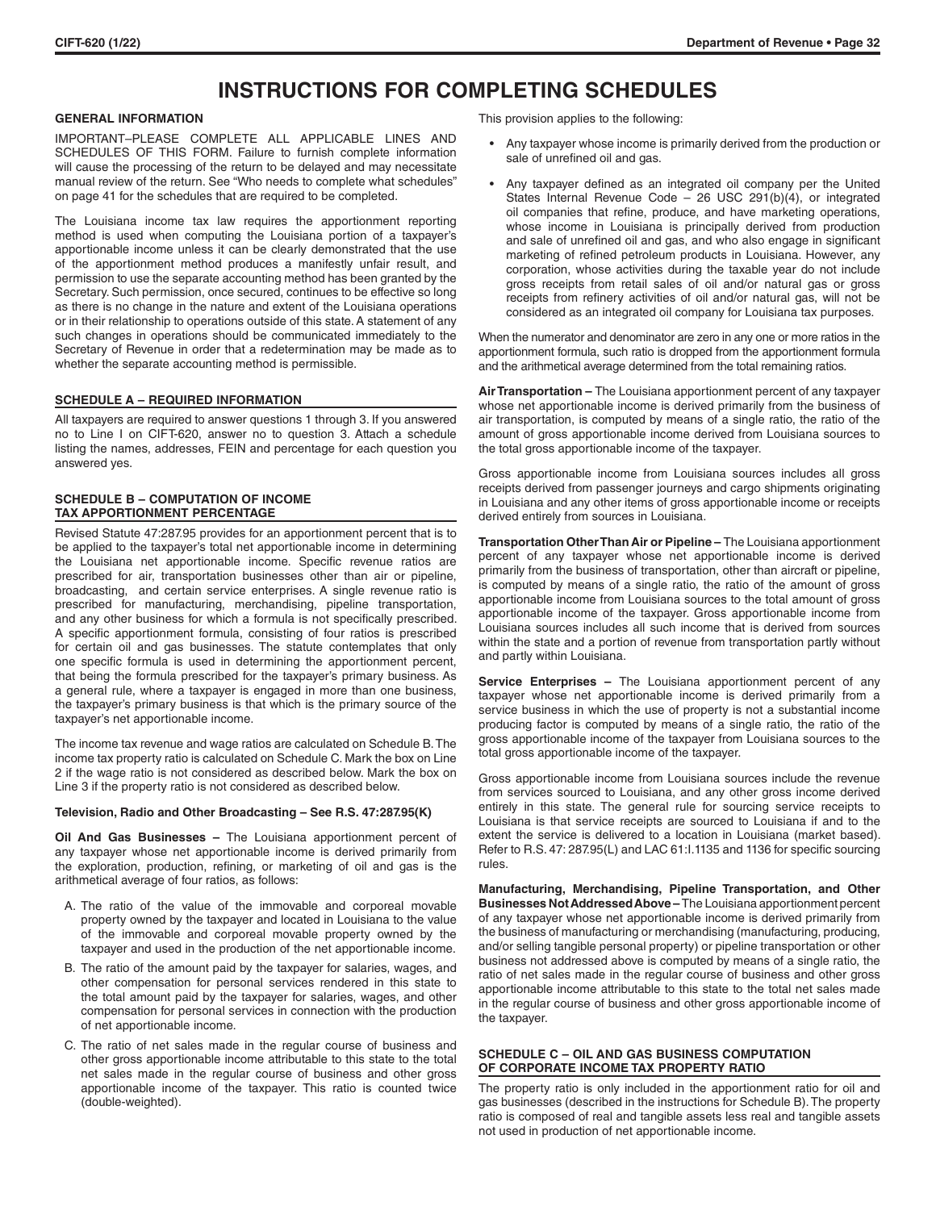# INSTRUCTIONS FOR COMPLETING SCHEDULES

## GENERAL INFORMATION

IMPORTANT–PLEASE COMPLETE ALL APPLICABLE LINES AND SCHEDULES OF THIS FORM. Failure to furnish complete information will cause the processing of the return to be delayed and may necessitate manual review of the return. See "Who needs to complete what schedules" on page 41 for the schedules that are required to be completed.

The Louisiana income tax law requires the apportionment reporting method is used when computing the Louisiana portion of a taxpayer's apportionable income unless it can be clearly demonstrated that the use of the apportionment method produces a manifestly unfair result, and permission to use the separate accounting method has been granted by the Secretary. Such permission, once secured, continues to be effective so long as there is no change in the nature and extent of the Louisiana operations or in their relationship to operations outside of this state. A statement of any such changes in operations should be communicated immediately to the Secretary of Revenue in order that a redetermination may be made as to whether the separate accounting method is permissible.

## SCHEDULE A – REQUIRED INFORMATION

All taxpayers are required to answer questions 1 through 3. If you answered no to Line I on CIFT-620, answer no to question 3. Attach a schedule listing the names, addresses, FEIN and percentage for each question you answered yes.

## SCHEDULE B – COMPUTATION OF INCOME TAX APPORTIONMENT PERCENTAGE

Revised Statute 47:287.95 provides for an apportionment percent that is to be applied to the taxpayer's total net apportionable income in determining the Louisiana net apportionable income. Specific revenue ratios are prescribed for air, transportation businesses other than air or pipeline, broadcasting, and certain service enterprises. A single revenue ratio is prescribed for manufacturing, merchandising, pipeline transportation, and any other business for which a formula is not specifically prescribed. A specific apportionment formula, consisting of four ratios is prescribed for certain oil and gas businesses. The statute contemplates that only one specific formula is used in determining the apportionment percent, that being the formula prescribed for the taxpayer's primary business. As a general rule, where a taxpayer is engaged in more than one business, the taxpayer's primary business is that which is the primary source of the taxpayer's net apportionable income.

The income tax revenue and wage ratios are calculated on Schedule B. The income tax property ratio is calculated on Schedule C. Mark the box on Line 2 if the wage ratio is not considered as described below. Mark the box on Line 3 if the property ratio is not considered as described below.

**Television, Radio and Other Broadcasting – See R.S. 47:287.95(K)**

**Oil And Gas Businesses –** The Louisiana apportionment percent of any taxpayer whose net apportionable income is derived primarily from the exploration, production, refining, or marketing of oil and gas is the arithmetical average of four ratios, as follows:

A. The ratio of the value of the immovable and corporeal movable property owned by the taxpayer and located in Louisiana to the value of the immovable and corporeal movable property owned by the taxpayer and used in the production of the net apportionable income.

B. The ratio of the amount paid by the taxpayer for salaries, wages, and other compensation for personal services rendered in this state to the total amount paid by the taxpayer for salaries, wages, and other compensation for personal services in connection with the production of net apportionable income.

C. The ratio of net sales made in the regular course of business and other gross apportionable income attributable to this state to the total net sales made in the regular course of business and other gross apportionable income of the taxpayer. This ratio is counted twice (double-weighted).

This provision applies to the following:

- Any taxpayer whose income is primarily derived from the production or sale of unrefined oil and gas.
- Any taxpayer defined as an integrated oil company per the United States Internal Revenue Code – 26 USC 291(b)(4), or integrated oil companies that refine, produce, and have marketing operations, whose income in Louisiana is principally derived from production and sale of unrefined oil and gas, and who also engage in significant marketing of refined petroleum products in Louisiana. However, any corporation, whose activities during the taxable year do not include gross receipts from retail sales of oil and/or natural gas or gross receipts from refinery activities of oil and/or natural gas, will not be considered as an integrated oil company for Louisiana tax purposes.

When the numerator and denominator are zero in any one or more ratios in the apportionment formula, such ratio is dropped from the apportionment formula and the arithmetical average determined from the total remaining ratios.

**Air Transportation –** The Louisiana apportionment percent of any taxpayer whose net apportionable income is derived primarily from the business of air transportation, is computed by means of a single ratio, the ratio of the amount of gross apportionable income derived from Louisiana sources to the total gross apportionable income of the taxpayer.

Gross apportionable income from Louisiana sources includes all gross receipts derived from passenger journeys and cargo shipments originating in Louisiana and any other items of gross apportionable income or receipts derived entirely from sources in Louisiana.

**Transportation Other Than Air or Pipeline –** The Louisiana apportionment percent of any taxpayer whose net apportionable income is derived primarily from the business of transportation, other than aircraft or pipeline, is computed by means of a single ratio, the ratio of the amount of gross apportionable income from Louisiana sources to the total amount of gross apportionable income of the taxpayer. Gross apportionable income from Louisiana sources includes all such income that is derived from sources within the state and a portion of revenue from transportation partly without and partly within Louisiana.

**Service Enterprises –** The Louisiana apportionment percent of any taxpayer whose net apportionable income is derived primarily from a service business in which the use of property is not a substantial income producing factor is computed by means of a single ratio, the ratio of the gross apportionable income of the taxpayer from Louisiana sources to the total gross apportionable income of the taxpayer.

Gross apportionable income from Louisiana sources include the revenue from services sourced to Louisiana, and any other gross income derived entirely in this state. The general rule for sourcing service receipts to Louisiana is that service receipts are sourced to Louisiana if and to the extent the service is delivered to a location in Louisiana (market based). Refer to R.S. 47: 287.95(L) and LAC 61:I.1135 and 1136 for specific sourcing rules.

**Manufacturing, Merchandising, Pipeline Transportation, and Other Businesses Not Addressed Above –** The Louisiana apportionment percent of any taxpayer whose net apportionable income is derived primarily from the business of manufacturing or merchandising (manufacturing, producing, and/or selling tangible personal property) or pipeline transportation or other business not addressed above is computed by means of a single ratio, the ratio of net sales made in the regular course of business and other gross apportionable income attributable to this state to the total net sales made in the regular course of business and other gross apportionable income of the taxpayer.

## SCHEDULE C – OIL AND GAS BUSINESS COMPUTATION OF CORPORATE INCOME TAX PROPERTY RATIO

The property ratio is only included in the apportionment ratio for oil and gas businesses (described in the instructions for Schedule B). The property ratio is composed of real and tangible assets less real and tangible assets not used in production of net apportionable income.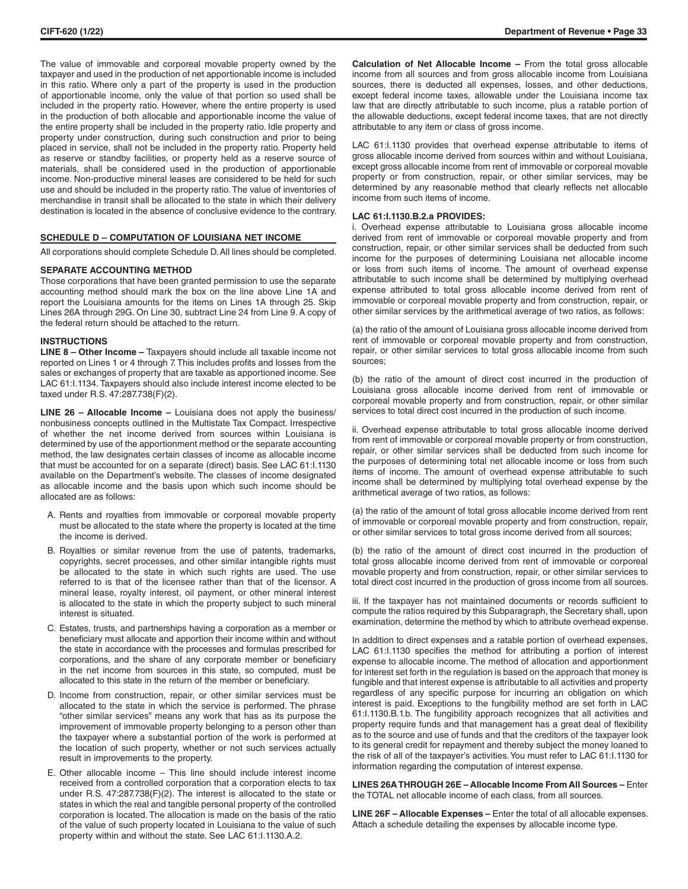The value of immovable and corporeal movable property owned by the taxpayer and used in the production of net apportionable income is included in this ratio. Where only a part of the property is used in the production of apportionable income, only the value of that portion so used shall be included in the property ratio. However, where the entire property is used in the production of both allocable and apportionable income the value of the entire property shall be included in the property ratio. Idle property and property under construction, during such construction and prior to being placed in service, shall not be included in the property ratio. Property held as reserve or standby facilities, or property held as a reserve source of materials, shall be considered used in the production of apportionable income. Non-productive mineral leases are considered to be held for such use and should be included in the property ratio. The value of inventories of merchandise in transit shall be allocated to the state in which their delivery destination is located in the absence of conclusive evidence to the contrary.

## SCHEDULE D – COMPUTATION OF LOUISIANA NET INCOME

All corporations should complete Schedule D. All lines should be completed.

### SEPARATE ACCOUNTING METHOD

Those corporations that have been granted permission to use the separate accounting method should mark the box on the line above Line 1A and report the Louisiana amounts for the items on Lines 1A through 25. Skip Lines 26A through 29G. On Line 30, subtract Line 24 from Line 9. A copy of the federal return should be attached to the return.

### INSTRUCTIONS

**LINE 8 – Other Income –** Taxpayers should include all taxable income not reported on Lines 1 or 4 through 7. This includes profits and losses from the sales or exchanges of property that are taxable as apportioned income. See LAC 61:I.1134. Taxpayers should also include interest income elected to be taxed under R.S. 47:287.738(F)(2).

**LINE 26 – Allocable Income –** Louisiana does not apply the business/nonbusiness concepts outlined in the Multistate Tax Compact. Irrespective of whether the net income derived from sources within Louisiana is determined by use of the apportionment method or the separate accounting method, the law designates certain classes of income as allocable income that must be accounted for on a separate (direct) basis. See LAC 61:I.1130 available on the Department's website. The classes of income designated as allocable income and the basis upon which such income should be allocated are as follows:

A. Rents and royalties from immovable or corporeal movable property must be allocated to the state where the property is located at the time the income is derived.

B. Royalties or similar revenue from the use of patents, trademarks, copyrights, secret processes, and other similar intangible rights must be allocated to the state in which such rights are used. The use referred to is that of the licensee rather than that of the licensor. A mineral lease, royalty interest, oil payment, or other mineral interest is allocated to the state in which the property subject to such mineral interest is situated.

C. Estates, trusts, and partnerships having a corporation as a member or beneficiary must allocate and apportion their income within and without the state in accordance with the processes and formulas prescribed for corporations, and the share of any corporate member or beneficiary in the net income from sources in this state, so computed, must be allocated to this state in the return of the member or beneficiary.

D. Income from construction, repair, or other similar services must be allocated to the state in which the service is performed. The phrase "other similar services" means any work that has as its purpose the improvement of immovable property belonging to a person other than the taxpayer where a substantial portion of the work is performed at the location of such property, whether or not such services actually result in improvements to the property.

E. Other allocable income – This line should include interest income received from a controlled corporation that a corporation elects to tax under R.S. 47:287.738(F)(2). The interest is allocated to the state or states in which the real and tangible personal property of the controlled corporation is located. The allocation is made on the basis of the ratio of the value of such property located in Louisiana to the value of such property within and without the state. See LAC 61:I.1130.A.2.

**Calculation of Net Allocable Income –** From the total gross allocable income from all sources and from gross allocable income from Louisiana sources, there is deducted all expenses, losses, and other deductions, except federal income taxes, allowable under the Louisiana income tax law that are directly attributable to such income, plus a ratable portion of the allowable deductions, except federal income taxes, that are not directly attributable to any item or class of gross income.

LAC 61:I.1130 provides that overhead expense attributable to items of gross allocable income derived from sources within and without Louisiana, except gross allocable income from rent of immovable or corporeal movable property or from construction, repair, or other similar services, may be determined by any reasonable method that clearly reflects net allocable income from such items of income.

**LAC 61:I.1130.B.2.a PROVIDES:**

i. Overhead expense attributable to Louisiana gross allocable income derived from rent of immovable or corporeal movable property and from construction, repair, or other similar services shall be deducted from such income for the purposes of determining Louisiana net allocable income or loss from such items of income. The amount of overhead expense attributable to such income shall be determined by multiplying overhead expense attributed to total gross allocable income derived from rent of immovable or corporeal movable property and from construction, repair, or other similar services by the arithmetical average of two ratios, as follows:

(a) the ratio of the amount of Louisiana gross allocable income derived from rent of immovable or corporeal movable property and from construction, repair, or other similar services to total gross allocable income from such sources;

(b) the ratio of the amount of direct cost incurred in the production of Louisiana gross allocable income derived from rent of immovable or corporeal movable property and from construction, repair, or other similar services to total direct cost incurred in the production of such income.

ii. Overhead expense attributable to total gross allocable income derived from rent of immovable or corporeal movable property or from construction, repair, or other similar services shall be deducted from such income for the purposes of determining total net allocable income or loss from such items of income. The amount of overhead expense attributable to such income shall be determined by multiplying total overhead expense by the arithmetical average of two ratios, as follows:

(a) the ratio of the amount of total gross allocable income derived from rent of immovable or corporeal movable property and from construction, repair, or other similar services to total gross income derived from all sources;

(b) the ratio of the amount of direct cost incurred in the production of total gross allocable income derived from rent of immovable or corporeal movable property and from construction, repair, or other similar services to total direct cost incurred in the production of gross income from all sources.

iii. If the taxpayer has not maintained documents or records sufficient to compute the ratios required by this Subparagraph, the Secretary shall, upon examination, determine the method by which to attribute overhead expense.

In addition to direct expenses and a ratable portion of overhead expenses, LAC 61:I.1130 specifies the method for attributing a portion of interest expense to allocable income. The method of allocation and apportionment for interest set forth in the regulation is based on the approach that money is fungible and that interest expense is attributable to all activities and property regardless of any specific purpose for incurring an obligation on which interest is paid. Exceptions to the fungibility method are set forth in LAC 61:I.1130.B.1.b. The fungibility approach recognizes that all activities and property require funds and that management has a great deal of flexibility as to the source and use of funds and that the creditors of the taxpayer look to its general credit for repayment and thereby subject the money loaned to the risk of all of the taxpayer's activities. You must refer to LAC 61:I.1130 for information regarding the computation of interest expense.

**LINES 26A THROUGH 26E – Allocable Income From All Sources –** Enter the TOTAL net allocable income of each class, from all sources.

**LINE 26F – Allocable Expenses –** Enter the total of all allocable expenses. Attach a schedule detailing the expenses by allocable income type.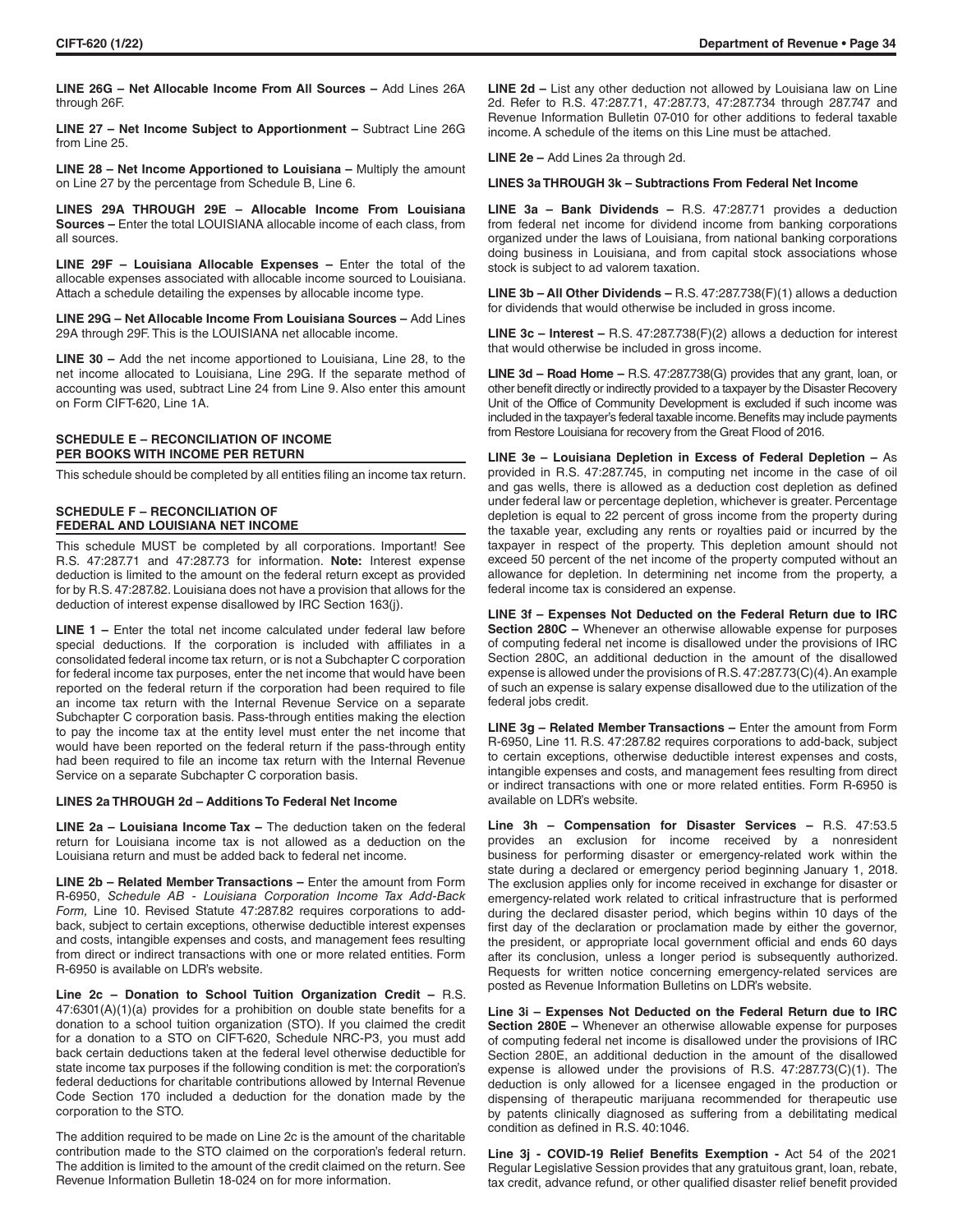**LINE 26G – Net Allocable Income From All Sources –** Add Lines 26A through 26F.

**LINE 27 – Net Income Subject to Apportionment –** Subtract Line 26G from Line 25.

**LINE 28 – Net Income Apportioned to Louisiana –** Multiply the amount on Line 27 by the percentage from Schedule B, Line 6.

**LINES 29A THROUGH 29E – Allocable Income From Louisiana Sources –** Enter the total LOUISIANA allocable income of each class, from all sources.

**LINE 29F – Louisiana Allocable Expenses –** Enter the total of the allocable expenses associated with allocable income sourced to Louisiana. Attach a schedule detailing the expenses by allocable income type.

**LINE 29G – Net Allocable Income From Louisiana Sources –** Add Lines 29A through 29F. This is the LOUISIANA net allocable income.

**LINE 30 –** Add the net income apportioned to Louisiana, Line 28, to the net income allocated to Louisiana, Line 29G. If the separate method of accounting was used, subtract Line 24 from Line 9. Also enter this amount on Form CIFT-620, Line 1A.

## SCHEDULE E – RECONCILIATION OF INCOME PER BOOKS WITH INCOME PER RETURN

This schedule should be completed by all entities filing an income tax return.

## SCHEDULE F – RECONCILIATION OF FEDERAL AND LOUISIANA NET INCOME

This schedule MUST be completed by all corporations. Important! See R.S. 47:287.71 and 47:287.73 for information. **Note:** Interest expense deduction is limited to the amount on the federal return except as provided for by R.S. 47:287.82. Louisiana does not have a provision that allows for the deduction of interest expense disallowed by IRC Section 163(j).

**LINE 1 –** Enter the total net income calculated under federal law before special deductions. If the corporation is included with affiliates in a consolidated federal income tax return, or is not a Subchapter C corporation for federal income tax purposes, enter the net income that would have been reported on the federal return if the corporation had been required to file an income tax return with the Internal Revenue Service on a separate Subchapter C corporation basis. Pass-through entities making the election to pay the income tax at the entity level must enter the net income that would have been reported on the federal return if the pass-through entity had been required to file an income tax return with the Internal Revenue Service on a separate Subchapter C corporation basis.

**LINES 2a THROUGH 2d – Additions To Federal Net Income**

**LINE 2a – Louisiana Income Tax –** The deduction taken on the federal return for Louisiana income tax is not allowed as a deduction on the Louisiana return and must be added back to federal net income.

**LINE 2b – Related Member Transactions –** Enter the amount from Form R-6950, *Schedule AB - Louisiana Corporation Income Tax Add-Back Form,* Line 10. Revised Statute 47:287.82 requires corporations to add-back, subject to certain exceptions, otherwise deductible interest expenses and costs, intangible expenses and costs, and management fees resulting from direct or indirect transactions with one or more related entities. Form R-6950 is available on LDR's website.

**Line 2c – Donation to School Tuition Organization Credit –** R.S. 47:6301(A)(1)(a) provides for a prohibition on double state benefits for a donation to a school tuition organization (STO). If you claimed the credit for a donation to a STO on CIFT-620, Schedule NRC-P3, you must add back certain deductions taken at the federal level otherwise deductible for state income tax purposes if the following condition is met: the corporation's federal deductions for charitable contributions allowed by Internal Revenue Code Section 170 included a deduction for the donation made by the corporation to the STO.

The addition required to be made on Line 2c is the amount of the charitable contribution made to the STO claimed on the corporation's federal return. The addition is limited to the amount of the credit claimed on the return. See Revenue Information Bulletin 18-024 on for more information.

**LINE 2d –** List any other deduction not allowed by Louisiana law on Line 2d. Refer to R.S. 47:287.71, 47:287.73, 47:287.734 through 287.747 and Revenue Information Bulletin 07-010 for other additions to federal taxable income. A schedule of the items on this Line must be attached.

**LINE 2e –** Add Lines 2a through 2d.

**LINES 3a THROUGH 3k – Subtractions From Federal Net Income**

**LINE 3a – Bank Dividends –** R.S. 47:287.71 provides a deduction from federal net income for dividend income from banking corporations organized under the laws of Louisiana, from national banking corporations doing business in Louisiana, and from capital stock associations whose stock is subject to ad valorem taxation.

**LINE 3b – All Other Dividends –** R.S. 47:287.738(F)(1) allows a deduction for dividends that would otherwise be included in gross income.

**LINE 3c – Interest –** R.S. 47:287.738(F)(2) allows a deduction for interest that would otherwise be included in gross income.

**LINE 3d – Road Home –** R.S. 47:287.738(G) provides that any grant, loan, or other benefit directly or indirectly provided to a taxpayer by the Disaster Recovery Unit of the Office of Community Development is excluded if such income was included in the taxpayer's federal taxable income. Benefits may include payments from Restore Louisiana for recovery from the Great Flood of 2016.

**LINE 3e – Louisiana Depletion in Excess of Federal Depletion –** As provided in R.S. 47:287.745, in computing net income in the case of oil and gas wells, there is allowed as a deduction cost depletion as defined under federal law or percentage depletion, whichever is greater. Percentage depletion is equal to 22 percent of gross income from the property during the taxable year, excluding any rents or royalties paid or incurred by the taxpayer in respect of the property. This depletion amount should not exceed 50 percent of the net income of the property computed without an allowance for depletion. In determining net income from the property, a federal income tax is considered an expense.

**LINE 3f – Expenses Not Deducted on the Federal Return due to IRC Section 280C –** Whenever an otherwise allowable expense for purposes of computing federal net income is disallowed under the provisions of IRC Section 280C, an additional deduction in the amount of the disallowed expense is allowed under the provisions of R.S. 47:287.73(C)(4). An example of such an expense is salary expense disallowed due to the utilization of the federal jobs credit.

**LINE 3g – Related Member Transactions –** Enter the amount from Form R-6950, Line 11. R.S. 47:287.82 requires corporations to add-back, subject to certain exceptions, otherwise deductible interest expenses and costs, intangible expenses and costs, and management fees resulting from direct or indirect transactions with one or more related entities. Form R-6950 is available on LDR's website.

**Line 3h – Compensation for Disaster Services –** R.S. 47:53.5 provides an exclusion for income received by a nonresident business for performing disaster or emergency-related work within the state during a declared or emergency period beginning January 1, 2018. The exclusion applies only for income received in exchange for disaster or emergency-related work related to critical infrastructure that is performed during the declared disaster period, which begins within 10 days of the first day of the declaration or proclamation made by either the governor, the president, or appropriate local government official and ends 60 days after its conclusion, unless a longer period is subsequently authorized. Requests for written notice concerning emergency-related services are posted as Revenue Information Bulletins on LDR's website.

**Line 3i – Expenses Not Deducted on the Federal Return due to IRC Section 280E –** Whenever an otherwise allowable expense for purposes of computing federal net income is disallowed under the provisions of IRC Section 280E, an additional deduction in the amount of the disallowed expense is allowed under the provisions of R.S. 47:287.73(C)(1). The deduction is only allowed for a licensee engaged in the production or dispensing of therapeutic marijuana recommended for therapeutic use by patents clinically diagnosed as suffering from a debilitating medical condition as defined in R.S. 40:1046.

**Line 3j - COVID-19 Relief Benefits Exemption -** Act 54 of the 2021 Regular Legislative Session provides that any gratuitous grant, loan, rebate, tax credit, advance refund, or other qualified disaster relief benefit provided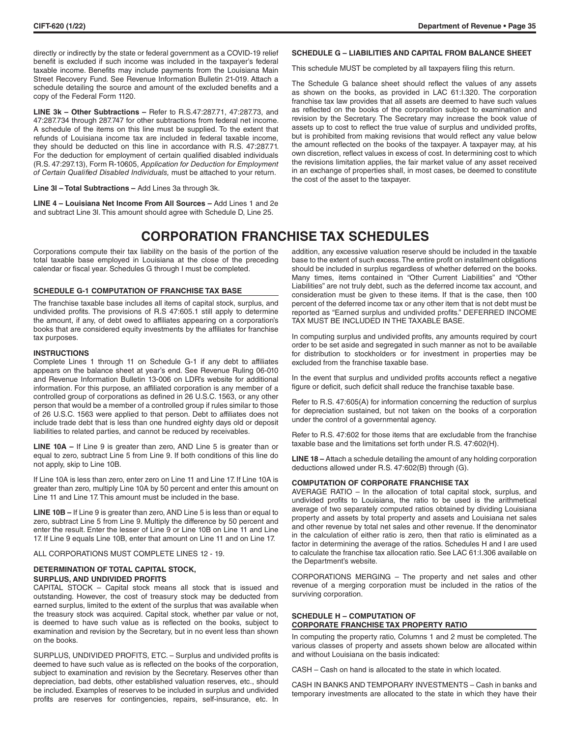directly or indirectly by the state or federal government as a COVID-19 relief benefit is excluded if such income was included in the taxpayer's federal taxable income. Benefits may include payments from the Louisiana Main Street Recovery Fund. See Revenue Information Bulletin 21-019. Attach a schedule detailing the source and amount of the excluded benefits and a copy of the Federal Form 1120.

**LINE 3k – Other Subtractions –** Refer to R.S.47:287.71, 47:287.73, and 47:287.734 through 287.747 for other subtractions from federal net income. A schedule of the items on this line must be supplied. To the extent that refunds of Louisiana income tax are included in federal taxable income, they should be deducted on this line in accordance with R.S. 47:287.71. For the deduction for employment of certain qualified disabled individuals (R.S. 47:297.13), Form R-10605, *Application for Deduction for Employment of Certain Qualified Disabled Individuals,* must be attached to your return.

**Line 3l – Total Subtractions –** Add Lines 3a through 3k.

**LINE 4 – Louisiana Net Income From All Sources –** Add Lines 1 and 2e and subtract Line 3l. This amount should agree with Schedule D, Line 25.

### SCHEDULE G – LIABILITIES AND CAPITAL FROM BALANCE SHEET

This schedule MUST be completed by all taxpayers filing this return.

The Schedule G balance sheet should reflect the values of any assets as shown on the books, as provided in LAC 61:I.320. The corporation franchise tax law provides that all assets are deemed to have such values as reflected on the books of the corporation subject to examination and revision by the Secretary. The Secretary may increase the book value of assets up to cost to reflect the true value of surplus and undivided profits, but is prohibited from making revisions that would reflect any value below the amount reflected on the books of the taxpayer. A taxpayer may, at his own discretion, reflect values in excess of cost. In determining cost to which the revisions limitation applies, the fair market value of any asset received in an exchange of properties shall, in most cases, be deemed to constitute the cost of the asset to the taxpayer.

# CORPORATION FRANCHISE TAX SCHEDULES

Corporations compute their tax liability on the basis of the portion of the total taxable base employed in Louisiana at the close of the preceding calendar or fiscal year. Schedules G through I must be completed.

### SCHEDULE G-1 COMPUTATION OF FRANCHISE TAX BASE

The franchise taxable base includes all items of capital stock, surplus, and undivided profits. The provisions of R.S 47:605.1 still apply to determine the amount, if any, of debt owed to affiliates appearing on a corporation's books that are considered equity investments by the affiliates for franchise tax purposes.

**INSTRUCTIONS**

Complete Lines 1 through 11 on Schedule G-1 if any debt to affiliates appears on the balance sheet at year's end. See Revenue Ruling 06-010 and Revenue Information Bulletin 13-006 on LDR's website for additional information. For this purpose, an affiliated corporation is any member of a controlled group of corporations as defined in 26 U.S.C. 1563, or any other person that would be a member of a controlled group if rules similar to those of 26 U.S.C. 1563 were applied to that person. Debt to affiliates does not include trade debt that is less than one hundred eighty days old or deposit liabilities to related parties, and cannot be reduced by receivables.

**LINE 10A –** If Line 9 is greater than zero, AND Line 5 is greater than or equal to zero, subtract Line 5 from Line 9. If both conditions of this line do not apply, skip to Line 10B.

If Line 10A is less than zero, enter zero on Line 11 and Line 17. If Line 10A is greater than zero, multiply Line 10A by 50 percent and enter this amount on Line 11 and Line 17. This amount must be included in the base.

**LINE 10B –** If Line 9 is greater than zero, AND Line 5 is less than or equal to zero, subtract Line 5 from Line 9. Multiply the difference by 50 percent and enter the result. Enter the lesser of Line 9 or Line 10B on Line 11 and Line 17. If Line 9 equals Line 10B, enter that amount on Line 11 and on Line 17.

ALL CORPORATIONS MUST COMPLETE LINES 12 - 19.

**DETERMINATION OF TOTAL CAPITAL STOCK, SURPLUS, AND UNDIVIDED PROFITS**

CAPITAL STOCK – Capital stock means all stock that is issued and outstanding. However, the cost of treasury stock may be deducted from earned surplus, limited to the extent of the surplus that was available when the treasury stock was acquired. Capital stock, whether par value or not, is deemed to have such value as is reflected on the books, subject to examination and revision by the Secretary, but in no event less than shown on the books.

SURPLUS, UNDIVIDED PROFITS, ETC. – Surplus and undivided profits is deemed to have such value as is reflected on the books of the corporation, subject to examination and revision by the Secretary. Reserves other than depreciation, bad debts, other established valuation reserves, etc., should be included. Examples of reserves to be included in surplus and undivided profits are reserves for contingencies, repairs, self-insurance, etc. In addition, any excessive valuation reserve should be included in the taxable base to the extent of such excess. The entire profit on installment obligations should be included in surplus regardless of whether deferred on the books. Many times, items contained in "Other Current Liabilities" and "Other Liabilities" are not truly debt, such as the deferred income tax account, and consideration must be given to these items. If that is the case, then 100 percent of the deferred income tax or any other item that is not debt must be reported as "Earned surplus and undivided profits." DEFERRED INCOME TAX MUST BE INCLUDED IN THE TAXABLE BASE.

In computing surplus and undivided profits, any amounts required by court order to be set aside and segregated in such manner as not to be available for distribution to stockholders or for investment in properties may be excluded from the franchise taxable base.

In the event that surplus and undivided profits accounts reflect a negative figure or deficit, such deficit shall reduce the franchise taxable base.

Refer to R.S. 47:605(A) for information concerning the reduction of surplus for depreciation sustained, but not taken on the books of a corporation under the control of a governmental agency.

Refer to R.S. 47:602 for those items that are excludable from the franchise taxable base and the limitations set forth under R.S. 47:602(H).

**LINE 18 –** Attach a schedule detailing the amount of any holding corporation deductions allowed under R.S. 47:602(B) through (G).

**COMPUTATION OF CORPORATE FRANCHISE TAX**

AVERAGE RATIO – In the allocation of total capital stock, surplus, and undivided profits to Louisiana, the ratio to be used is the arithmetical average of two separately computed ratios obtained by dividing Louisiana property and assets by total property and assets and Louisiana net sales and other revenue by total net sales and other revenue. If the denominator in the calculation of either ratio is zero, then that ratio is eliminated as a factor in determining the average of the ratios. Schedules H and I are used to calculate the franchise tax allocation ratio. See LAC 61:I.306 available on the Department's website.

CORPORATIONS MERGING – The property and net sales and other revenue of a merging corporation must be included in the ratios of the surviving corporation.

### SCHEDULE H – COMPUTATION OF CORPORATE FRANCHISE TAX PROPERTY RATIO

In computing the property ratio, Columns 1 and 2 must be completed. The various classes of property and assets shown below are allocated within and without Louisiana on the basis indicated:

CASH – Cash on hand is allocated to the state in which located.

CASH IN BANKS AND TEMPORARY INVESTMENTS – Cash in banks and temporary investments are allocated to the state in which they have their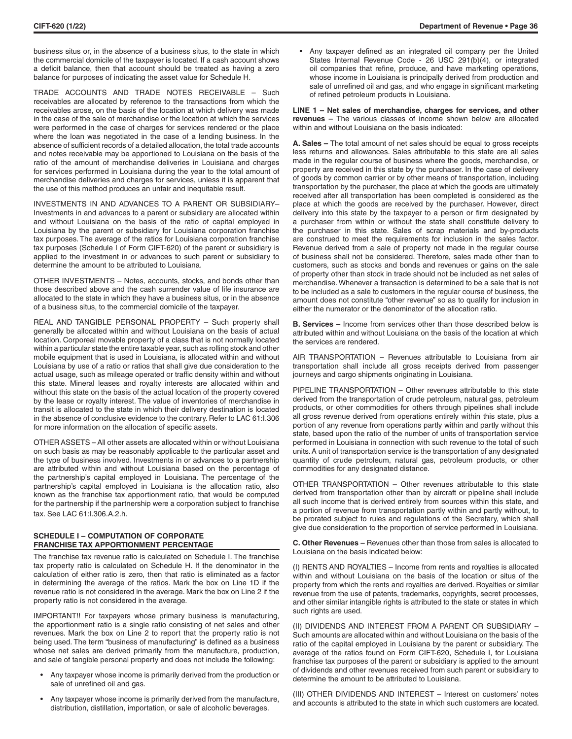business situs or, in the absence of a business situs, to the state in which the commercial domicile of the taxpayer is located. If a cash account shows a deficit balance, then that account should be treated as having a zero balance for purposes of indicating the asset value for Schedule H.

TRADE ACCOUNTS AND TRADE NOTES RECEIVABLE – Such receivables are allocated by reference to the transactions from which the receivables arose, on the basis of the location at which delivery was made in the case of the sale of merchandise or the location at which the services were performed in the case of charges for services rendered or the place where the loan was negotiated in the case of a lending business. In the absence of sufficient records of a detailed allocation, the total trade accounts and notes receivable may be apportioned to Louisiana on the basis of the ratio of the amount of merchandise deliveries in Louisiana and charges for services performed in Louisiana during the year to the total amount of merchandise deliveries and charges for services, unless it is apparent that the use of this method produces an unfair and inequitable result.

INVESTMENTS IN AND ADVANCES TO A PARENT OR SUBSIDIARY– Investments in and advances to a parent or subsidiary are allocated within and without Louisiana on the basis of the ratio of capital employed in Louisiana by the parent or subsidiary for Louisiana corporation franchise tax purposes. The average of the ratios for Louisiana corporation franchise tax purposes (Schedule I of Form CIFT-620) of the parent or subsidiary is applied to the investment in or advances to such parent or subsidiary to determine the amount to be attributed to Louisiana.

OTHER INVESTMENTS – Notes, accounts, stocks, and bonds other than those described above and the cash surrender value of life insurance are allocated to the state in which they have a business situs, or in the absence of a business situs, to the commercial domicile of the taxpayer.

REAL AND TANGIBLE PERSONAL PROPERTY – Such property shall generally be allocated within and without Louisiana on the basis of actual location. Corporeal movable property of a class that is not normally located within a particular state the entire taxable year, such as rolling stock and other mobile equipment that is used in Louisiana, is allocated within and without Louisiana by use of a ratio or ratios that shall give due consideration to the actual usage, such as mileage operated or traffic density within and without this state. Mineral leases and royalty interests are allocated within and without this state on the basis of the actual location of the property covered by the lease or royalty interest. The value of inventories of merchandise in transit is allocated to the state in which their delivery destination is located in the absence of conclusive evidence to the contrary. Refer to LAC 61:I.306 for more information on the allocation of specific assets.

OTHER ASSETS – All other assets are allocated within or without Louisiana on such basis as may be reasonably applicable to the particular asset and the type of business involved. Investments in or advances to a partnership are attributed within and without Louisiana based on the percentage of the partnership's capital employed in Louisiana. The percentage of the partnership's capital employed in Louisiana is the allocation ratio, also known as the franchise tax apportionment ratio, that would be computed for the partnership if the partnership were a corporation subject to franchise tax. See LAC 61:I.306.A.2.h.

## SCHEDULE I – COMPUTATION OF CORPORATE FRANCHISE TAX APPORTIONMENT PERCENTAGE

The franchise tax revenue ratio is calculated on Schedule I. The franchise tax property ratio is calculated on Schedule H. If the denominator in the calculation of either ratio is zero, then that ratio is eliminated as a factor in determining the average of the ratios. Mark the box on Line 1D if the revenue ratio is not considered in the average. Mark the box on Line 2 if the property ratio is not considered in the average.

IMPORTANT!! For taxpayers whose primary business is manufacturing, the apportionment ratio is a single ratio consisting of net sales and other revenues. Mark the box on Line 2 to report that the property ratio is not being used. The term "business of manufacturing" is defined as a business whose net sales are derived primarily from the manufacture, production, and sale of tangible personal property and does not include the following:

- Any taxpayer whose income is primarily derived from the production or sale of unrefined oil and gas.
- Any taxpayer whose income is primarily derived from the manufacture, distribution, distillation, importation, or sale of alcoholic beverages.
- Any taxpayer defined as an integrated oil company per the United States Internal Revenue Code - 26 USC 291(b)(4), or integrated oil companies that refine, produce, and have marketing operations, whose income in Louisiana is principally derived from production and sale of unrefined oil and gas, and who engage in significant marketing of refined petroleum products in Louisiana.

**LINE 1 – Net sales of merchandise, charges for services, and other revenues –** The various classes of income shown below are allocated within and without Louisiana on the basis indicated:

**A. Sales –** The total amount of net sales should be equal to gross receipts less returns and allowances. Sales attributable to this state are all sales made in the regular course of business where the goods, merchandise, or property are received in this state by the purchaser. In the case of delivery of goods by common carrier or by other means of transportation, including transportation by the purchaser, the place at which the goods are ultimately received after all transportation has been completed is considered as the place at which the goods are received by the purchaser. However, direct delivery into this state by the taxpayer to a person or firm designated by a purchaser from within or without the state shall constitute delivery to the purchaser in this state. Sales of scrap materials and by-products are construed to meet the requirements for inclusion in the sales factor. Revenue derived from a sale of property not made in the regular course of business shall not be considered. Therefore, sales made other than to customers, such as stocks and bonds and revenues or gains on the sale of property other than stock in trade should not be included as net sales of merchandise. Whenever a transaction is determined to be a sale that is not to be included as a sale to customers in the regular course of business, the amount does not constitute "other revenue" so as to qualify for inclusion in either the numerator or the denominator of the allocation ratio.

**B. Services –** Income from services other than those described below is attributed within and without Louisiana on the basis of the location at which the services are rendered.

AIR TRANSPORTATION – Revenues attributable to Louisiana from air transportation shall include all gross receipts derived from passenger journeys and cargo shipments originating in Louisiana.

PIPELINE TRANSPORTATION – Other revenues attributable to this state derived from the transportation of crude petroleum, natural gas, petroleum products, or other commodities for others through pipelines shall include all gross revenue derived from operations entirely within this state, plus a portion of any revenue from operations partly within and partly without this state, based upon the ratio of the number of units of transportation service performed in Louisiana in connection with such revenue to the total of such units. A unit of transportation service is the transportation of any designated quantity of crude petroleum, natural gas, petroleum products, or other commodities for any designated distance.

OTHER TRANSPORTATION – Other revenues attributable to this state derived from transportation other than by aircraft or pipeline shall include all such income that is derived entirely from sources within this state, and a portion of revenue from transportation partly within and partly without, to be prorated subject to rules and regulations of the Secretary, which shall give due consideration to the proportion of service performed in Louisiana.

**C. Other Revenues –** Revenues other than those from sales is allocated to Louisiana on the basis indicated below:

(I) RENTS AND ROYALTIES – Income from rents and royalties is allocated within and without Louisiana on the basis of the location or situs of the property from which the rents and royalties are derived. Royalties or similar revenue from the use of patents, trademarks, copyrights, secret processes, and other similar intangible rights is attributed to the state or states in which such rights are used.

(II) DIVIDENDS AND INTEREST FROM A PARENT OR SUBSIDIARY – Such amounts are allocated within and without Louisiana on the basis of the ratio of the capital employed in Louisiana by the parent or subsidiary. The average of the ratios found on Form CIFT-620, Schedule I, for Louisiana franchise tax purposes of the parent or subsidiary is applied to the amount of dividends and other revenues received from such parent or subsidiary to determine the amount to be attributed to Louisiana.

(III) OTHER DIVIDENDS AND INTEREST – Interest on customers' notes and accounts is attributed to the state in which such customers are located.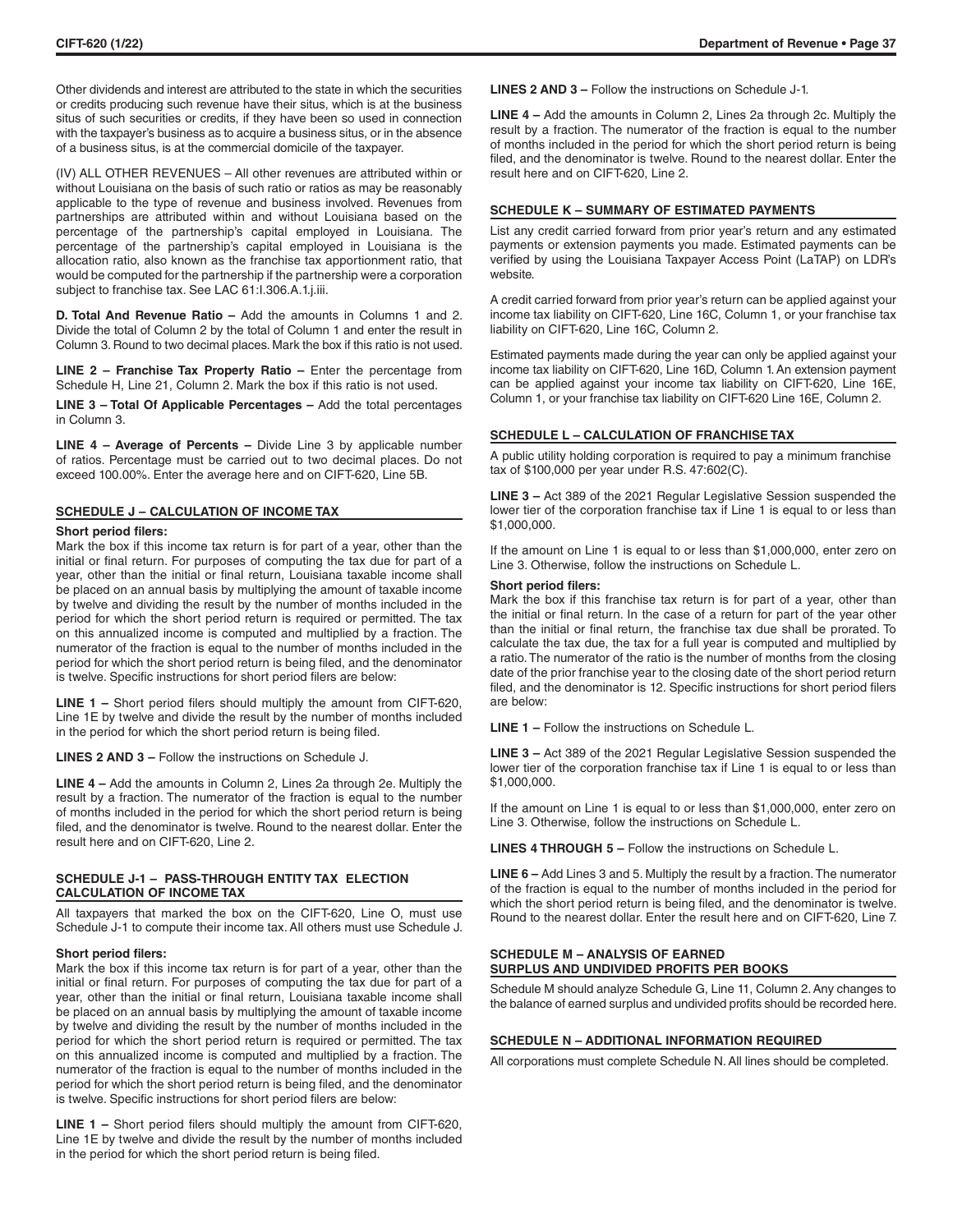Other dividends and interest are attributed to the state in which the securities or credits producing such revenue have their situs, which is at the business situs of such securities or credits, if they have been so used in connection with the taxpayer's business as to acquire a business situs, or in the absence of a business situs, is at the commercial domicile of the taxpayer.

(IV) ALL OTHER REVENUES – All other revenues are attributed within or without Louisiana on the basis of such ratio or ratios as may be reasonably applicable to the type of revenue and business involved. Revenues from partnerships are attributed within and without Louisiana based on the percentage of the partnership's capital employed in Louisiana. The percentage of the partnership's capital employed in Louisiana is the allocation ratio, also known as the franchise tax apportionment ratio, that would be computed for the partnership if the partnership were a corporation subject to franchise tax. See LAC 61:I.306.A.1.j.iii.

**D. Total And Revenue Ratio –** Add the amounts in Columns 1 and 2. Divide the total of Column 2 by the total of Column 1 and enter the result in Column 3. Round to two decimal places. Mark the box if this ratio is not used.

**LINE 2 – Franchise Tax Property Ratio –** Enter the percentage from Schedule H, Line 21, Column 2. Mark the box if this ratio is not used.

**LINE 3 – Total Of Applicable Percentages –** Add the total percentages in Column 3.

**LINE 4 – Average of Percents –** Divide Line 3 by applicable number of ratios. Percentage must be carried out to two decimal places. Do not exceed 100.00%. Enter the average here and on CIFT-620, Line 5B.

## SCHEDULE J – CALCULATION OF INCOME TAX

**Short period filers:**

Mark the box if this income tax return is for part of a year, other than the initial or final return. For purposes of computing the tax due for part of a year, other than the initial or final return, Louisiana taxable income shall be placed on an annual basis by multiplying the amount of taxable income by twelve and dividing the result by the number of months included in the period for which the short period return is required or permitted. The tax on this annualized income is computed and multiplied by a fraction. The numerator of the fraction is equal to the number of months included in the period for which the short period return is being filed, and the denominator is twelve. Specific instructions for short period filers are below:

**LINE 1 –** Short period filers should multiply the amount from CIFT-620, Line 1E by twelve and divide the result by the number of months included in the period for which the short period return is being filed.

**LINES 2 AND 3 –** Follow the instructions on Schedule J.

**LINE 4 –** Add the amounts in Column 2, Lines 2a through 2e. Multiply the result by a fraction. The numerator of the fraction is equal to the number of months included in the period for which the short period return is being filed, and the denominator is twelve. Round to the nearest dollar. Enter the result here and on CIFT-620, Line 2.

## SCHEDULE J-1 – PASS-THROUGH ENTITY TAX ELECTION CALCULATION OF INCOME TAX

All taxpayers that marked the box on the CIFT-620, Line O, must use Schedule J-1 to compute their income tax. All others must use Schedule J.

**Short period filers:**

Mark the box if this income tax return is for part of a year, other than the initial or final return. For purposes of computing the tax due for part of a year, other than the initial or final return, Louisiana taxable income shall be placed on an annual basis by multiplying the amount of taxable income by twelve and dividing the result by the number of months included in the period for which the short period return is required or permitted. The tax on this annualized income is computed and multiplied by a fraction. The numerator of the fraction is equal to the number of months included in the period for which the short period return is being filed, and the denominator is twelve. Specific instructions for short period filers are below:

**LINE 1 –** Short period filers should multiply the amount from CIFT-620, Line 1E by twelve and divide the result by the number of months included in the period for which the short period return is being filed.

**LINES 2 AND 3 –** Follow the instructions on Schedule J-1.

**LINE 4 –** Add the amounts in Column 2, Lines 2a through 2c. Multiply the result by a fraction. The numerator of the fraction is equal to the number of months included in the period for which the short period return is being filed, and the denominator is twelve. Round to the nearest dollar. Enter the result here and on CIFT-620, Line 2.

## SCHEDULE K – SUMMARY OF ESTIMATED PAYMENTS

List any credit carried forward from prior year's return and any estimated payments or extension payments you made. Estimated payments can be verified by using the Louisiana Taxpayer Access Point (LaTAP) on LDR's website.

A credit carried forward from prior year's return can be applied against your income tax liability on CIFT-620, Line 16C, Column 1, or your franchise tax liability on CIFT-620, Line 16C, Column 2.

Estimated payments made during the year can only be applied against your income tax liability on CIFT-620, Line 16D, Column 1. An extension payment can be applied against your income tax liability on CIFT-620, Line 16E, Column 1, or your franchise tax liability on CIFT-620 Line 16E, Column 2.

## SCHEDULE L – CALCULATION OF FRANCHISE TAX

A public utility holding corporation is required to pay a minimum franchise tax of $100,000 per year under R.S. 47:602(C).

**LINE 3 –** Act 389 of the 2021 Regular Legislative Session suspended the lower tier of the corporation franchise tax if Line 1 is equal to or less than $1,000,000.

If the amount on Line 1 is equal to or less than $1,000,000, enter zero on Line 3. Otherwise, follow the instructions on Schedule L.

**Short period filers:**

Mark the box if this franchise tax return is for part of a year, other than the initial or final return. In the case of a return for part of the year other than the initial or final return, the franchise tax due shall be prorated. To calculate the tax due, the tax for a full year is computed and multiplied by a ratio. The numerator of the ratio is the number of months from the closing date of the prior franchise year to the closing date of the short period return filed, and the denominator is 12. Specific instructions for short period filers are below:

**LINE 1 –** Follow the instructions on Schedule L.

**LINE 3 –** Act 389 of the 2021 Regular Legislative Session suspended the lower tier of the corporation franchise tax if Line 1 is equal to or less than $1,000,000.

If the amount on Line 1 is equal to or less than $1,000,000, enter zero on Line 3. Otherwise, follow the instructions on Schedule L.

**LINES 4 THROUGH 5 –** Follow the instructions on Schedule L.

**LINE 6 –** Add Lines 3 and 5. Multiply the result by a fraction. The numerator of the fraction is equal to the number of months included in the period for which the short period return is being filed, and the denominator is twelve. Round to the nearest dollar. Enter the result here and on CIFT-620, Line 7.

## SCHEDULE M – ANALYSIS OF EARNED SURPLUS AND UNDIVIDED PROFITS PER BOOKS

Schedule M should analyze Schedule G, Line 11, Column 2. Any changes to the balance of earned surplus and undivided profits should be recorded here.

## SCHEDULE N – ADDITIONAL INFORMATION REQUIRED

All corporations must complete Schedule N. All lines should be completed.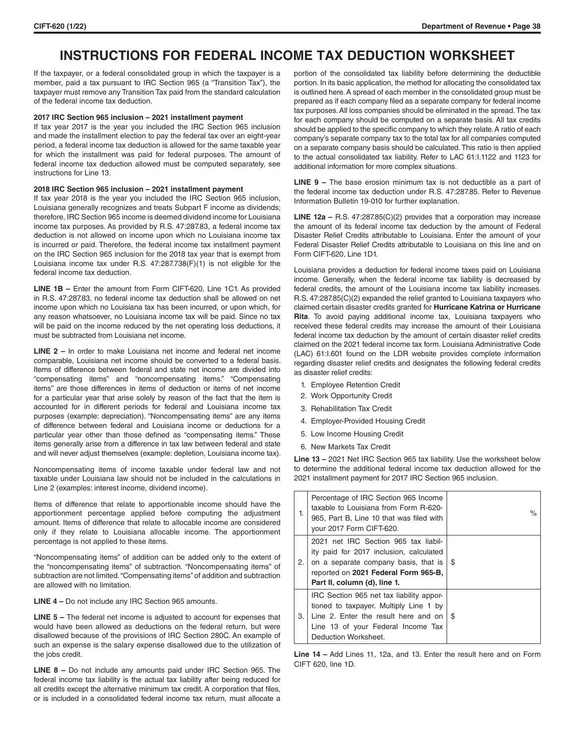# INSTRUCTIONS FOR FEDERAL INCOME TAX DEDUCTION WORKSHEET

If the taxpayer, or a federal consolidated group in which the taxpayer is a member, paid a tax pursuant to IRC Section 965 (a "Transition Tax"), the taxpayer must remove any Transition Tax paid from the standard calculation of the federal income tax deduction.

**2017 IRC Section 965 inclusion – 2021 installment payment**

If tax year 2017 is the year you included the IRC Section 965 inclusion and made the installment election to pay the federal tax over an eight-year period, a federal income tax deduction is allowed for the same taxable year for which the installment was paid for federal purposes. The amount of federal income tax deduction allowed must be computed separately, see instructions for Line 13.

**2018 IRC Section 965 inclusion – 2021 installment payment**

If tax year 2018 is the year you included the IRC Section 965 inclusion, Louisiana generally recognizes and treats Subpart F income as dividends; therefore, IRC Section 965 income is deemed dividend income for Louisiana income tax purposes. As provided by R.S. 47:287.83, a federal income tax deduction is not allowed on income upon which no Louisiana income tax is incurred or paid. Therefore, the federal income tax installment payment on the IRC Section 965 inclusion for the 2018 tax year that is exempt from Louisiana income tax under R.S. 47:287.738(F)(1) is not eligible for the federal income tax deduction.

**LINE 1B –** Enter the amount from Form CIFT-620, Line 1C1. As provided in R.S. 47:287.83, no federal income tax deduction shall be allowed on net income upon which no Louisiana tax has been incurred, or upon which, for any reason whatsoever, no Louisiana income tax will be paid. Since no tax will be paid on the income reduced by the net operating loss deductions, it must be subtracted from Louisiana net income.

**LINE 2 –** In order to make Louisiana net income and federal net income comparable, Louisiana net income should be converted to a federal basis. Items of difference between federal and state net income are divided into "compensating items" and "noncompensating items." "Compensating items" are those differences in items of deduction or items of net income for a particular year that arise solely by reason of the fact that the item is accounted for in different periods for federal and Louisiana income tax purposes (example: depreciation). "Noncompensating items" are any items of difference between federal and Louisiana income or deductions for a particular year other than those defined as "compensating items." These items generally arise from a difference in tax law between federal and state and will never adjust themselves (example: depletion, Louisiana income tax).

Noncompensating items of income taxable under federal law and not taxable under Louisiana law should not be included in the calculations in Line 2 (examples: interest income, dividend income).

Items of difference that relate to apportionable income should have the apportionment percentage applied before computing the adjustment amount. Items of difference that relate to allocable income are considered only if they relate to Louisiana allocable income. The apportionment percentage is not applied to these items.

"Noncompensating items" of addition can be added only to the extent of the "noncompensating items" of subtraction. "Noncompensating items" of subtraction are not limited. "Compensating items" of addition and subtraction are allowed with no limitation.

**LINE 4 –** Do not include any IRC Section 965 amounts.

**LINE 5 –** The federal net income is adjusted to account for expenses that would have been allowed as deductions on the federal return, but were disallowed because of the provisions of IRC Section 280C. An example of such an expense is the salary expense disallowed due to the utilization of the jobs credit.

**LINE 8 –** Do not include any amounts paid under IRC Section 965. The federal income tax liability is the actual tax liability after being reduced for all credits except the alternative minimum tax credit. A corporation that files, or is included in a consolidated federal income tax return, must allocate a portion of the consolidated tax liability before determining the deductible portion. In its basic application, the method for allocating the consolidated tax is outlined here. A spread of each member in the consolidated group must be prepared as if each company filed as a separate company for federal income tax purposes. All loss companies should be eliminated in the spread. The tax for each company should be computed on a separate basis. All tax credits should be applied to the specific company to which they relate. A ratio of each company's separate company tax to the total tax for all companies computed on a separate company basis should be calculated. This ratio is then applied to the actual consolidated tax liability. Refer to LAC 61:I.1122 and 1123 for additional information for more complex situations.

**LINE 9 –** The base erosion minimum tax is not deductible as a part of the federal income tax deduction under R.S. 47:287.85. Refer to Revenue Information Bulletin 19-010 for further explanation.

**LINE 12a –** R.S. 47:287.85(C)(2) provides that a corporation may increase the amount of its federal income tax deduction by the amount of Federal Disaster Relief Credits attributable to Louisiana. Enter the amount of your Federal Disaster Relief Credits attributable to Louisiana on this line and on Form CIFT-620, Line 1D1.

Louisiana provides a deduction for federal income taxes paid on Louisiana income. Generally, when the federal income tax liability is decreased by federal credits, the amount of the Louisiana income tax liability increases. R.S. 47:287.85(C)(2) expanded the relief granted to Louisiana taxpayers who claimed certain disaster credits granted for **Hurricane Katrina or Hurricane Rita**. To avoid paying additional income tax, Louisiana taxpayers who received these federal credits may increase the amount of their Louisiana federal income tax deduction by the amount of certain disaster relief credits claimed on the 2021 federal income tax form. Louisiana Administrative Code (LAC) 61:I.601 found on the LDR website provides complete information regarding disaster relief credits and designates the following federal credits as disaster relief credits:

1. Employee Retention Credit
2. Work Opportunity Credit
3. Rehabilitation Tax Credit
4. Employer-Provided Housing Credit
5. Low Income Housing Credit
6. New Markets Tax Credit

**Line 13 –** 2021 Net IRC Section 965 tax liability. Use the worksheet below to determine the additional federal income tax deduction allowed for the 2021 installment payment for 2017 IRC Section 965 inclusion.

| | | |
|---|---|---|
| 1. | Percentage of IRC Section 965 Income taxable to Louisiana from Form R-620-965, Part B, Line 10 that was filed with your 2017 Form CIFT-620. | % |
| 2. | 2021 net IRC Section 965 tax liability paid for 2017 inclusion, calculated on a separate company basis, that is reported on **2021 Federal Form 965-B, Part II, column (d), line 1.** | $ |
| 3. | IRC Section 965 net tax liability apportioned to taxpayer. Multiply Line 1 by Line 2. Enter the result here and on Line 13 of your Federal Income Tax Deduction Worksheet. | $ |

**Line 14 –** Add Lines 11, 12a, and 13. Enter the result here and on Form CIFT 620, line 1D.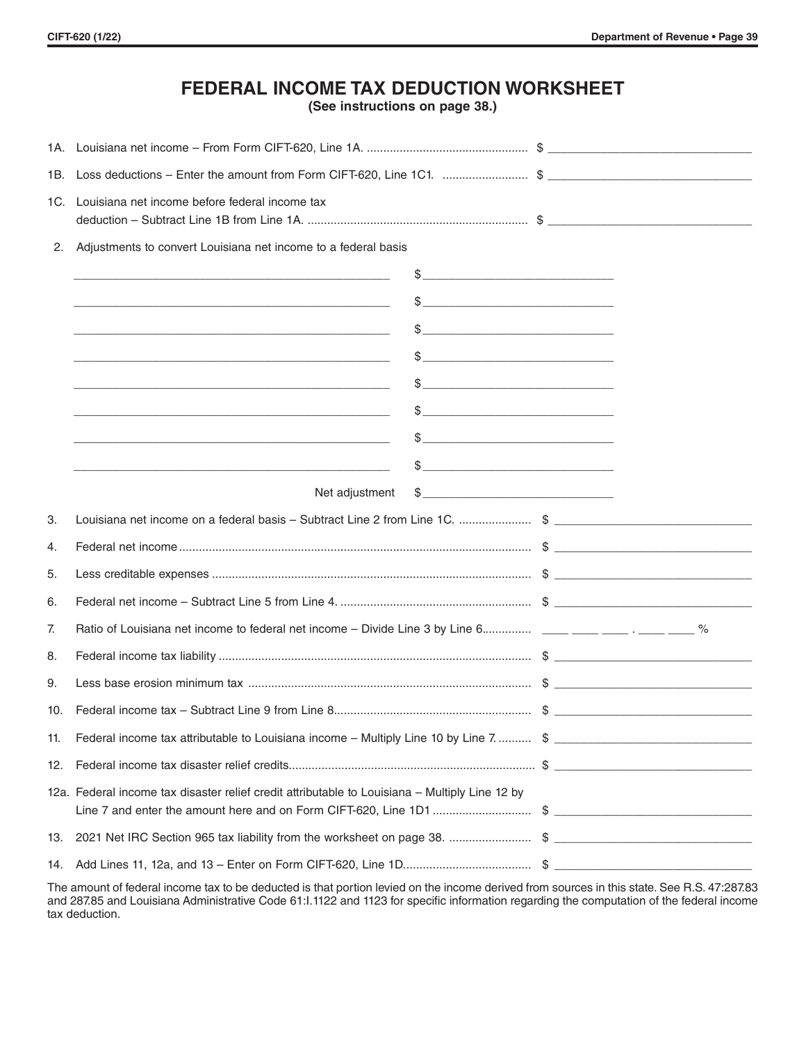# FEDERAL INCOME TAX DEDUCTION WORKSHEET

**(See instructions on page 38.)**

1A. Louisiana net income – From Form CIFT-620, Line 1A. .................................................. $ ______________________

1B. Loss deductions – Enter the amount from Form CIFT-620, Line 1C1. .......................... $ ______________________

1C. Louisiana net income before federal income tax deduction – Subtract Line 1B from Line 1A. .................................................................. $ ______________________

2. Adjustments to convert Louisiana net income to a federal basis

| | |
|---|---|
| ______________________ | $ ______________________ |
| ______________________ | $ ______________________ |
| ______________________ | $ ______________________ |
| ______________________ | $ ______________________ |
| ______________________ | $ ______________________ |
| ______________________ | $ ______________________ |
| ______________________ | $ ______________________ |
| ______________________ | $ ______________________ |
| Net adjustment | $ ______________________ |

3. Louisiana net income on a federal basis – Subtract Line 2 from Line 1C. ...................... $ ______________________

4. Federal net income ......................................................................................................... $ ______________________

5. Less creditable expenses ................................................................................................ $ ______________________

6. Federal net income – Subtract Line 5 from Line 4. .......................................................... $ ______________________

7. Ratio of Louisiana net income to federal net income – Divide Line 3 by Line 6.............. ____ ____ ____ . ____ ____ %

8. Federal income tax liability .............................................................................................. $ ______________________

9. Less base erosion minimum tax ..................................................................................... $ ______________________

10. Federal income tax – Subtract Line 9 from Line 8........................................................... $ ______________________

11. Federal income tax attributable to Louisiana income – Multiply Line 10 by Line 7. .......... $ ______________________

12. Federal income tax disaster relief credits........................................................................... $ ______________________

12a. Federal income tax disaster relief credit attributable to Louisiana – Multiply Line 12 by Line 7 and enter the amount here and on Form CIFT-620, Line 1D1 ............................. $ ______________________

13. 2021 Net IRC Section 965 tax liability from the worksheet on page 38. ......................... $ ______________________

14. Add Lines 11, 12a, and 13 – Enter on Form CIFT-620, Line 1D...................................... $ ______________________

The amount of federal income tax to be deducted is that portion levied on the income derived from sources in this state. See R.S. 47:287.83 and 287.85 and Louisiana Administrative Code 61:I.1122 and 1123 for specific information regarding the computation of the federal income tax deduction.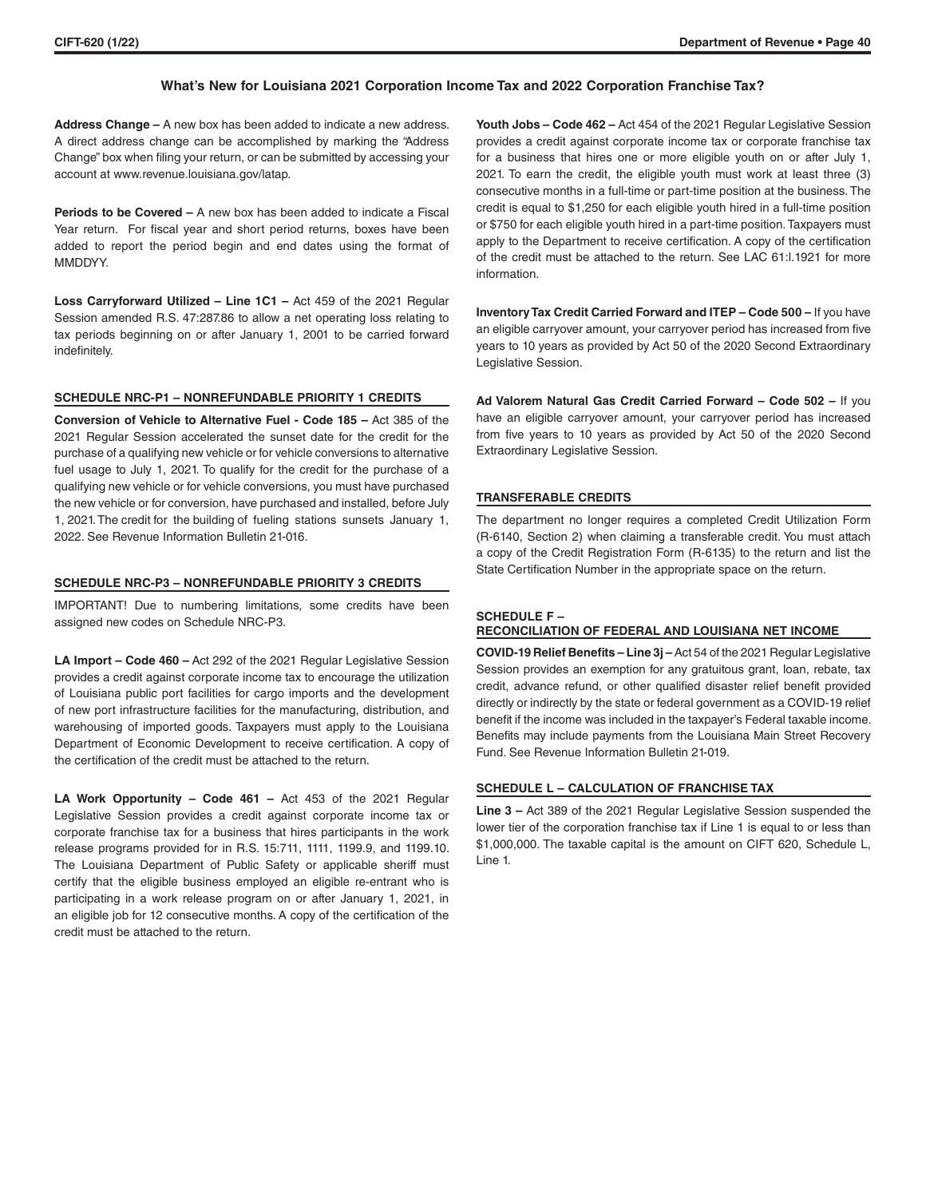## What's New for Louisiana 2021 Corporation Income Tax and 2022 Corporation Franchise Tax?

**Address Change –** A new box has been added to indicate a new address. A direct address change can be accomplished by marking the "Address Change" box when filing your return, or can be submitted by accessing your account at www.revenue.louisiana.gov/latap.

**Periods to be Covered –** A new box has been added to indicate a Fiscal Year return. For fiscal year and short period returns, boxes have been added to report the period begin and end dates using the format of MMDDYY.

**Loss Carryforward Utilized – Line 1C1 –** Act 459 of the 2021 Regular Session amended R.S. 47:287.86 to allow a net operating loss relating to tax periods beginning on or after January 1, 2001 to be carried forward indefinitely.

### SCHEDULE NRC-P1 – NONREFUNDABLE PRIORITY 1 CREDITS

**Conversion of Vehicle to Alternative Fuel - Code 185 –** Act 385 of the 2021 Regular Session accelerated the sunset date for the credit for the purchase of a qualifying new vehicle or for vehicle conversions to alternative fuel usage to July 1, 2021. To qualify for the credit for the purchase of a qualifying new vehicle or for vehicle conversions, you must have purchased the new vehicle or for conversion, have purchased and installed, before July 1, 2021. The credit for the building of fueling stations sunsets January 1, 2022. See Revenue Information Bulletin 21-016.

### SCHEDULE NRC-P3 – NONREFUNDABLE PRIORITY 3 CREDITS

IMPORTANT! Due to numbering limitations, some credits have been assigned new codes on Schedule NRC-P3.

**LA Import – Code 460 –** Act 292 of the 2021 Regular Legislative Session provides a credit against corporate income tax to encourage the utilization of Louisiana public port facilities for cargo imports and the development of new port infrastructure facilities for the manufacturing, distribution, and warehousing of imported goods. Taxpayers must apply to the Louisiana Department of Economic Development to receive certification. A copy of the certification of the credit must be attached to the return.

**LA Work Opportunity – Code 461 –** Act 453 of the 2021 Regular Legislative Session provides a credit against corporate income tax or corporate franchise tax for a business that hires participants in the work release programs provided for in R.S. 15:711, 1111, 1199.9, and 1199.10. The Louisiana Department of Public Safety or applicable sheriff must certify that the eligible business employed an eligible re-entrant who is participating in a work release program on or after January 1, 2021, in an eligible job for 12 consecutive months. A copy of the certification of the credit must be attached to the return.

**Youth Jobs – Code 462 –** Act 454 of the 2021 Regular Legislative Session provides a credit against corporate income tax or corporate franchise tax for a business that hires one or more eligible youth on or after July 1, 2021. To earn the credit, the eligible youth must work at least three (3) consecutive months in a full-time or part-time position at the business. The credit is equal to $1,250 for each eligible youth hired in a full-time position or $750 for each eligible youth hired in a part-time position. Taxpayers must apply to the Department to receive certification. A copy of the certification of the credit must be attached to the return. See LAC 61:I.1921 for more information.

**Inventory Tax Credit Carried Forward and ITEP – Code 500 –** If you have an eligible carryover amount, your carryover period has increased from five years to 10 years as provided by Act 50 of the 2020 Second Extraordinary Legislative Session.

**Ad Valorem Natural Gas Credit Carried Forward – Code 502 –** If you have an eligible carryover amount, your carryover period has increased from five years to 10 years as provided by Act 50 of the 2020 Second Extraordinary Legislative Session.

### TRANSFERABLE CREDITS

The department no longer requires a completed Credit Utilization Form (R-6140, Section 2) when claiming a transferable credit. You must attach a copy of the Credit Registration Form (R-6135) to the return and list the State Certification Number in the appropriate space on the return.

### SCHEDULE F – RECONCILIATION OF FEDERAL AND LOUISIANA NET INCOME

**COVID-19 Relief Benefits – Line 3j –** Act 54 of the 2021 Regular Legislative Session provides an exemption for any gratuitous grant, loan, rebate, tax credit, advance refund, or other qualified disaster relief benefit provided directly or indirectly by the state or federal government as a COVID-19 relief benefit if the income was included in the taxpayer's Federal taxable income. Benefits may include payments from the Louisiana Main Street Recovery Fund. See Revenue Information Bulletin 21-019.

### SCHEDULE L – CALCULATION OF FRANCHISE TAX

**Line 3 –** Act 389 of the 2021 Regular Legislative Session suspended the lower tier of the corporation franchise tax if Line 1 is equal to or less than $1,000,000. The taxable capital is the amount on CIFT 620, Schedule L, Line 1.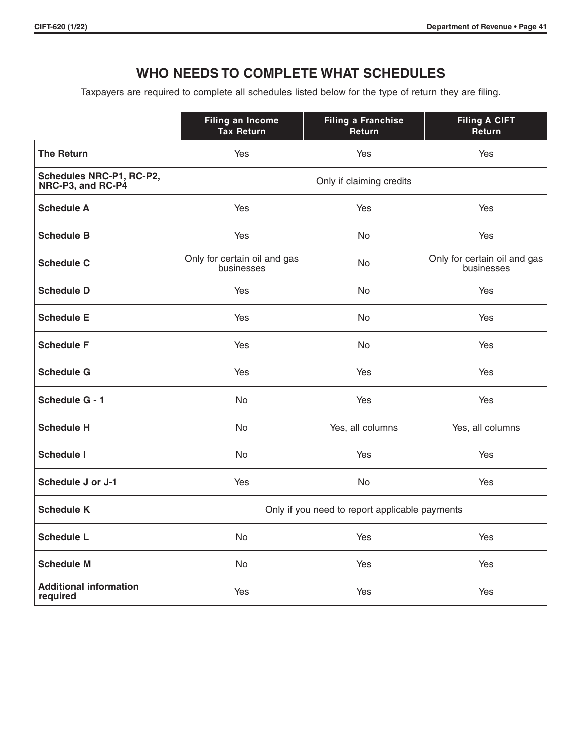# WHO NEEDS TO COMPLETE WHAT SCHEDULES

Taxpayers are required to complete all schedules listed below for the type of return they are filing.

| | Filing an Income Tax Return | Filing a Franchise Return | Filing A CIFT Return |
|---|---|---|---|
| **The Return** | Yes | Yes | Yes |
| **Schedules NRC-P1, RC-P2, NRC-P3, and RC-P4** | Only if claiming credits | | |
| **Schedule A** | Yes | Yes | Yes |
| **Schedule B** | Yes | No | Yes |
| **Schedule C** | Only for certain oil and gas businesses | No | Only for certain oil and gas businesses |
| **Schedule D** | Yes | No | Yes |
| **Schedule E** | Yes | No | Yes |
| **Schedule F** | Yes | No | Yes |
| **Schedule G** | Yes | Yes | Yes |
| **Schedule G - 1** | No | Yes | Yes |
| **Schedule H** | No | Yes, all columns | Yes, all columns |
| **Schedule I** | No | Yes | Yes |
| **Schedule J or J-1** | Yes | No | Yes |
| **Schedule K** | Only if you need to report applicable payments | | |
| **Schedule L** | No | Yes | Yes |
| **Schedule M** | No | Yes | Yes |
| **Additional information required** | Yes | Yes | Yes |